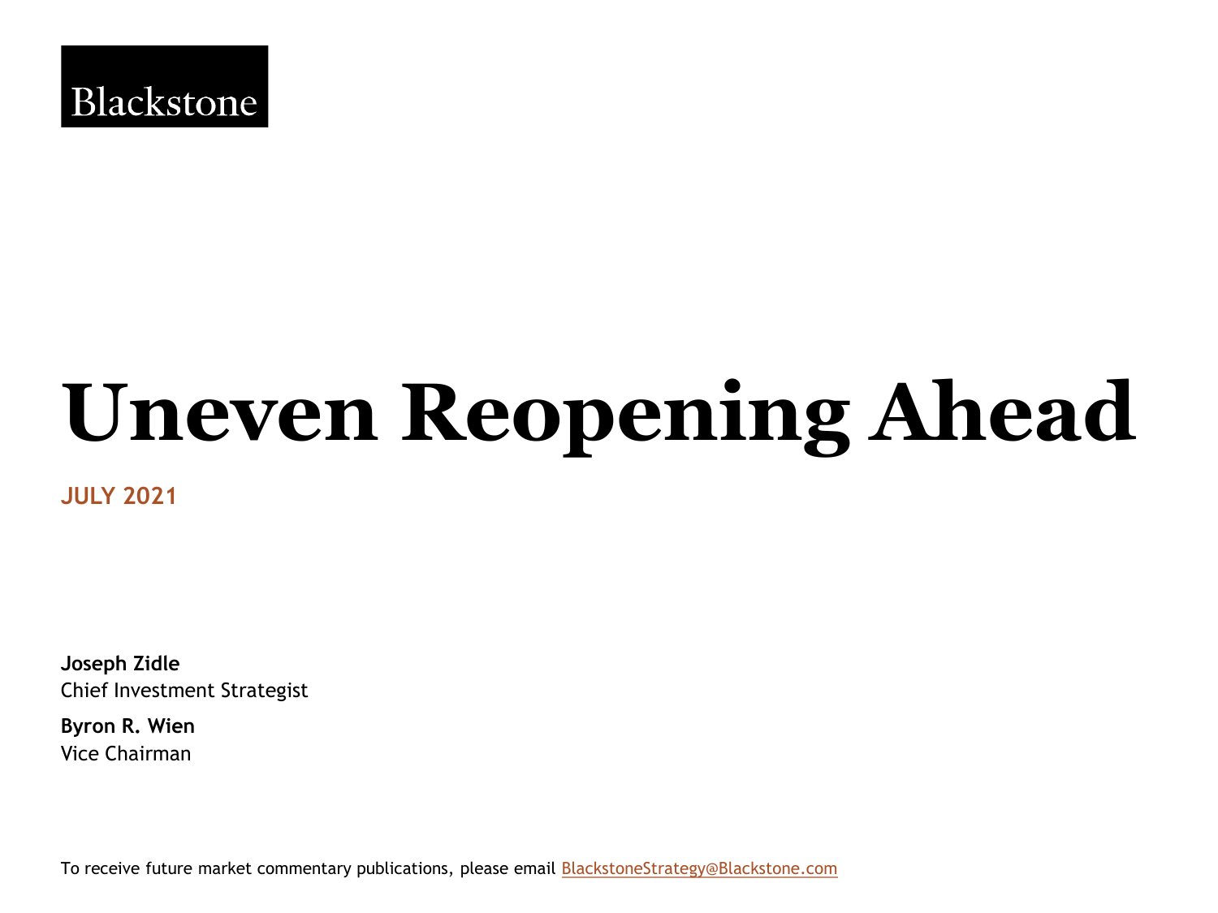Blackstone

# Uneven Reopening Ahead

**JULY 2021**

**Joseph Zidle**
Chief Investment Strategist

**Byron R. Wien**
Vice Chairman

To receive future market commentary publications, please email BlackstoneStrategy@Blackstone.com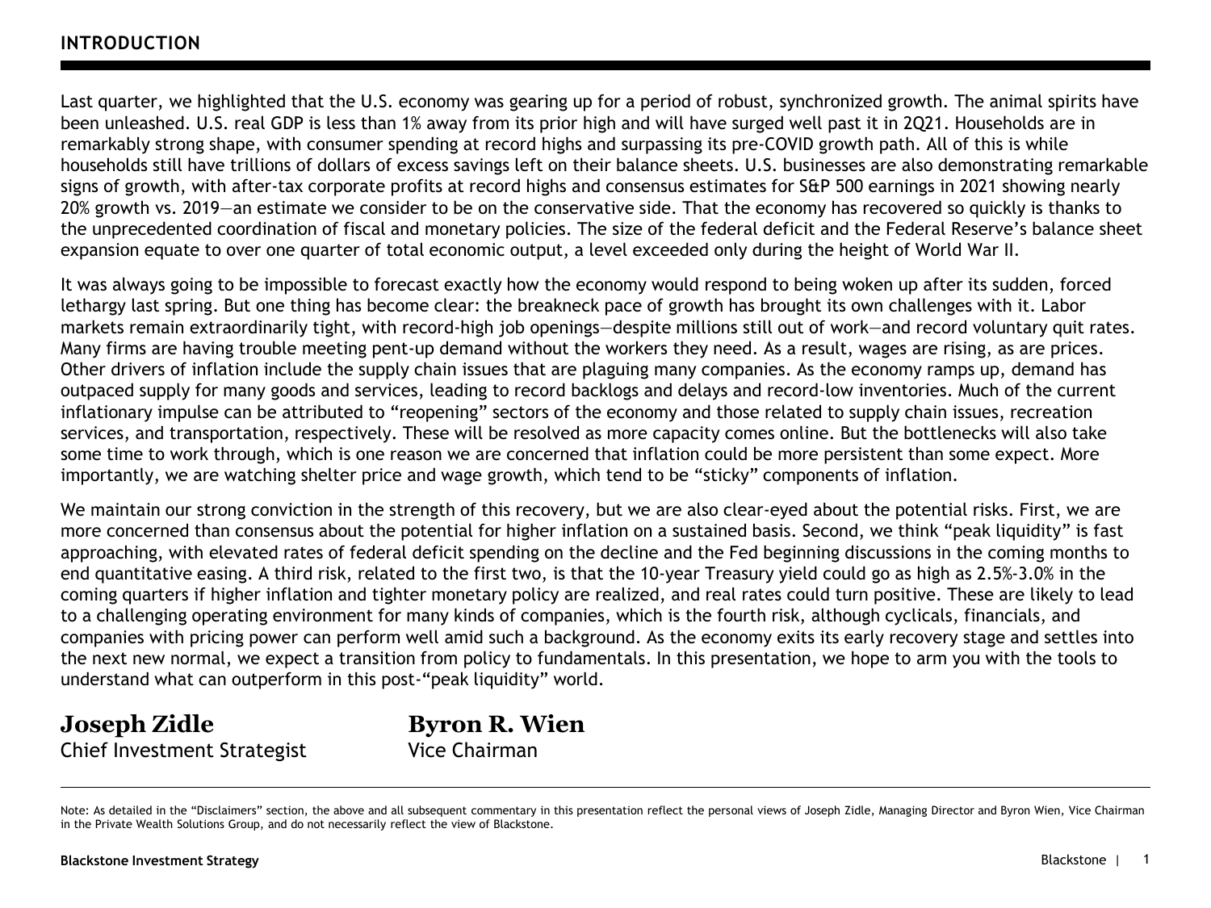## INTRODUCTION

Last quarter, we highlighted that the U.S. economy was gearing up for a period of robust, synchronized growth. The animal spirits have been unleashed. U.S. real GDP is less than 1% away from its prior high and will have surged well past it in 2Q21. Households are in remarkably strong shape, with consumer spending at record highs and surpassing its pre-COVID growth path. All of this is while households still have trillions of dollars of excess savings left on their balance sheets. U.S. businesses are also demonstrating remarkable signs of growth, with after-tax corporate profits at record highs and consensus estimates for S&P 500 earnings in 2021 showing nearly 20% growth vs. 2019—an estimate we consider to be on the conservative side. That the economy has recovered so quickly is thanks to the unprecedented coordination of fiscal and monetary policies. The size of the federal deficit and the Federal Reserve's balance sheet expansion equate to over one quarter of total economic output, a level exceeded only during the height of World War II.

It was always going to be impossible to forecast exactly how the economy would respond to being woken up after its sudden, forced lethargy last spring. But one thing has become clear: the breakneck pace of growth has brought its own challenges with it. Labor markets remain extraordinarily tight, with record-high job openings—despite millions still out of work—and record voluntary quit rates. Many firms are having trouble meeting pent-up demand without the workers they need. As a result, wages are rising, as are prices. Other drivers of inflation include the supply chain issues that are plaguing many companies. As the economy ramps up, demand has outpaced supply for many goods and services, leading to record backlogs and delays and record-low inventories. Much of the current inflationary impulse can be attributed to "reopening" sectors of the economy and those related to supply chain issues, recreation services, and transportation, respectively. These will be resolved as more capacity comes online. But the bottlenecks will also take some time to work through, which is one reason we are concerned that inflation could be more persistent than some expect. More importantly, we are watching shelter price and wage growth, which tend to be "sticky" components of inflation.

We maintain our strong conviction in the strength of this recovery, but we are also clear-eyed about the potential risks. First, we are more concerned than consensus about the potential for higher inflation on a sustained basis. Second, we think "peak liquidity" is fast approaching, with elevated rates of federal deficit spending on the decline and the Fed beginning discussions in the coming months to end quantitative easing. A third risk, related to the first two, is that the 10-year Treasury yield could go as high as 2.5%-3.0% in the coming quarters if higher inflation and tighter monetary policy are realized, and real rates could turn positive. These are likely to lead to a challenging operating environment for many kinds of companies, which is the fourth risk, although cyclicals, financials, and companies with pricing power can perform well amid such a background. As the economy exits its early recovery stage and settles into the next new normal, we expect a transition from policy to fundamentals. In this presentation, we hope to arm you with the tools to understand what can outperform in this post-"peak liquidity" world.

**Joseph Zidle**
Chief Investment Strategist

**Byron R. Wien**
Vice Chairman

Note: As detailed in the "Disclaimers" section, the above and all subsequent commentary in this presentation reflect the personal views of Joseph Zidle, Managing Director and Byron Wien, Vice Chairman in the Private Wealth Solutions Group, and do not necessarily reflect the view of Blackstone.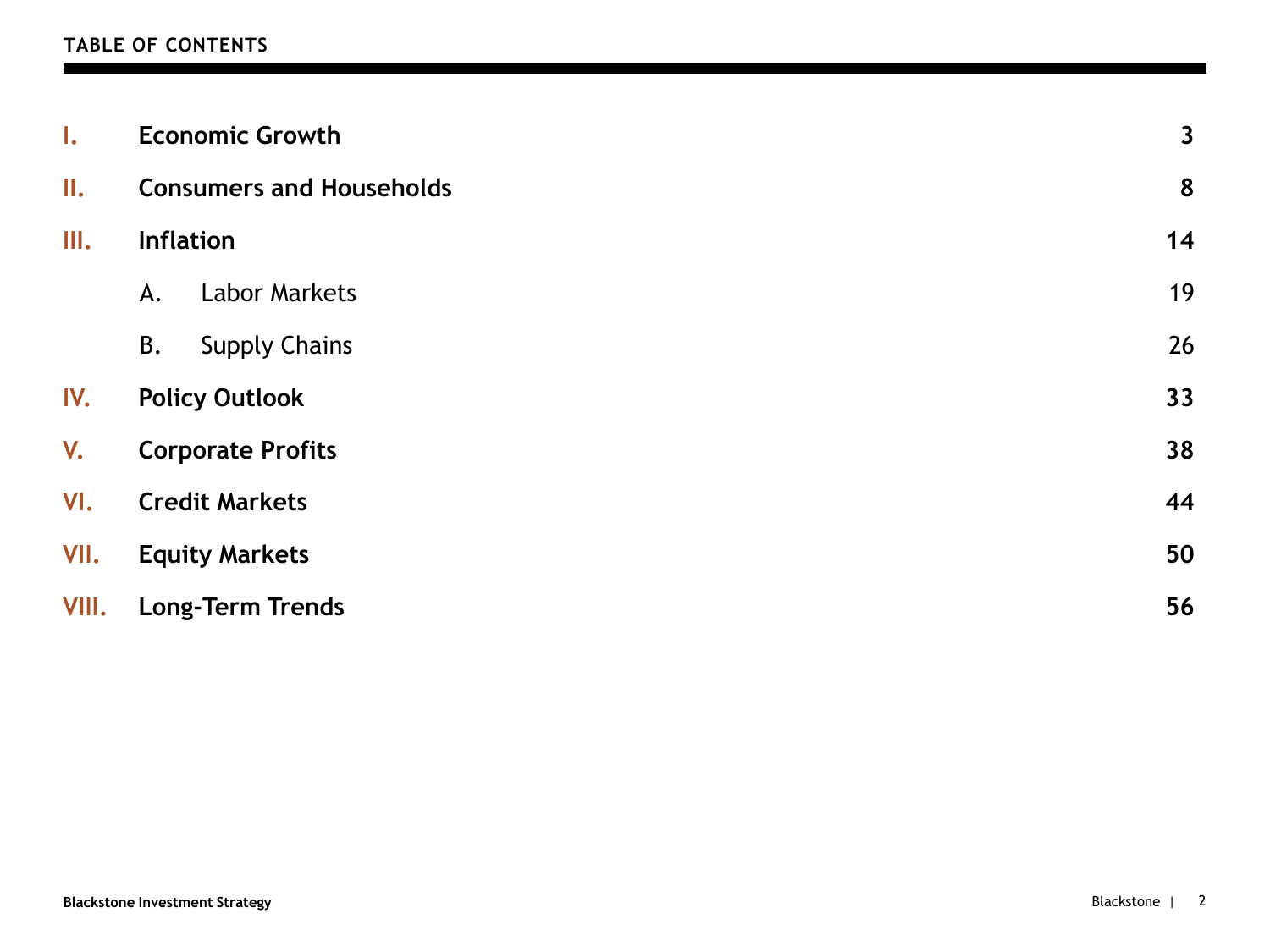## TABLE OF CONTENTS

| | | |
|---|---|---|
| **I.** | **Economic Growth** | **3** |
| **II.** | **Consumers and Households** | **8** |
| **III.** | **Inflation** | **14** |
| | A. Labor Markets | 19 |
| | B. Supply Chains | 26 |
| **IV.** | **Policy Outlook** | **33** |
| **V.** | **Corporate Profits** | **38** |
| **VI.** | **Credit Markets** | **44** |
| **VII.** | **Equity Markets** | **50** |
| **VIII.** | **Long-Term Trends** | **56** |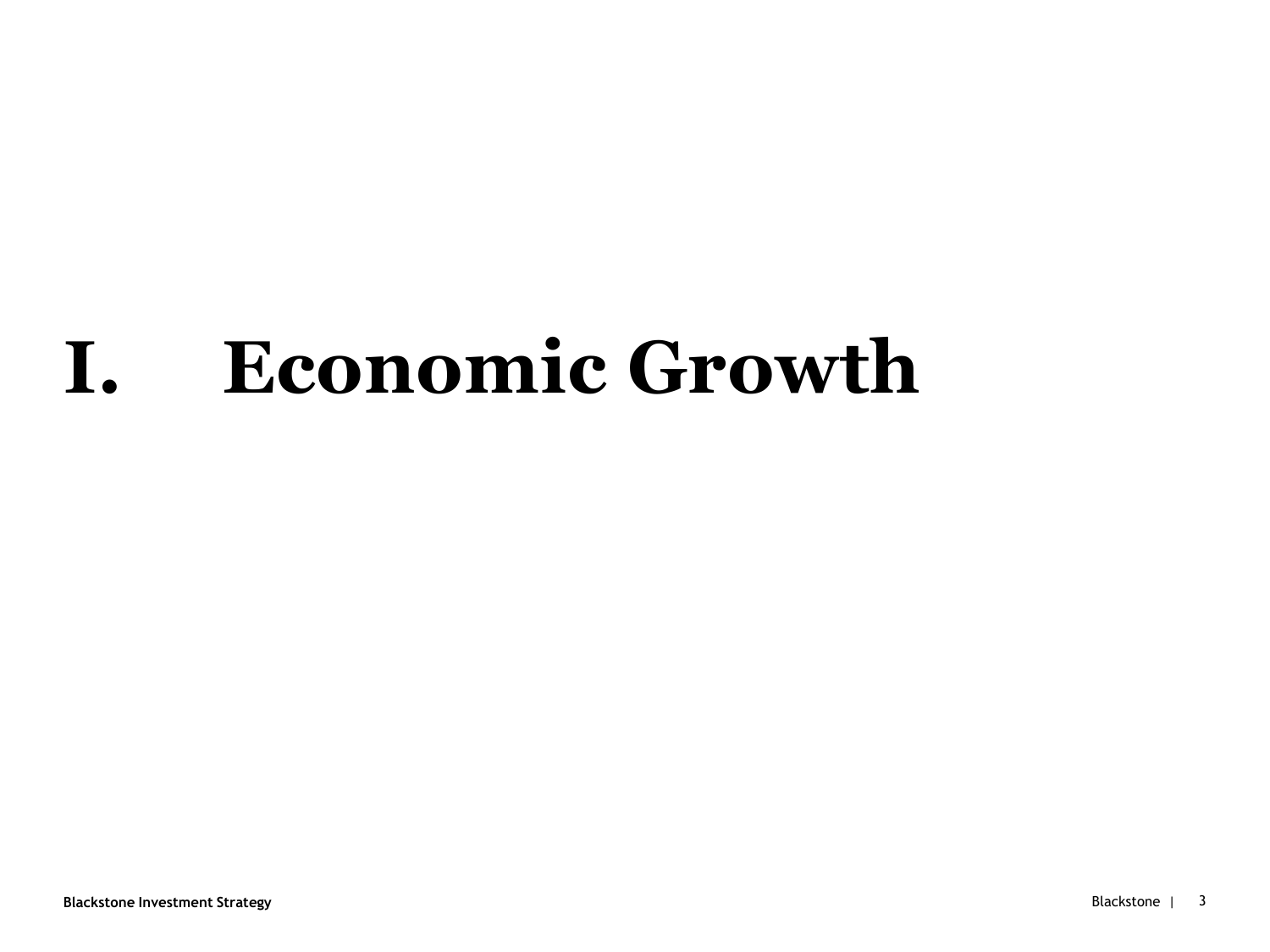# I. Economic Growth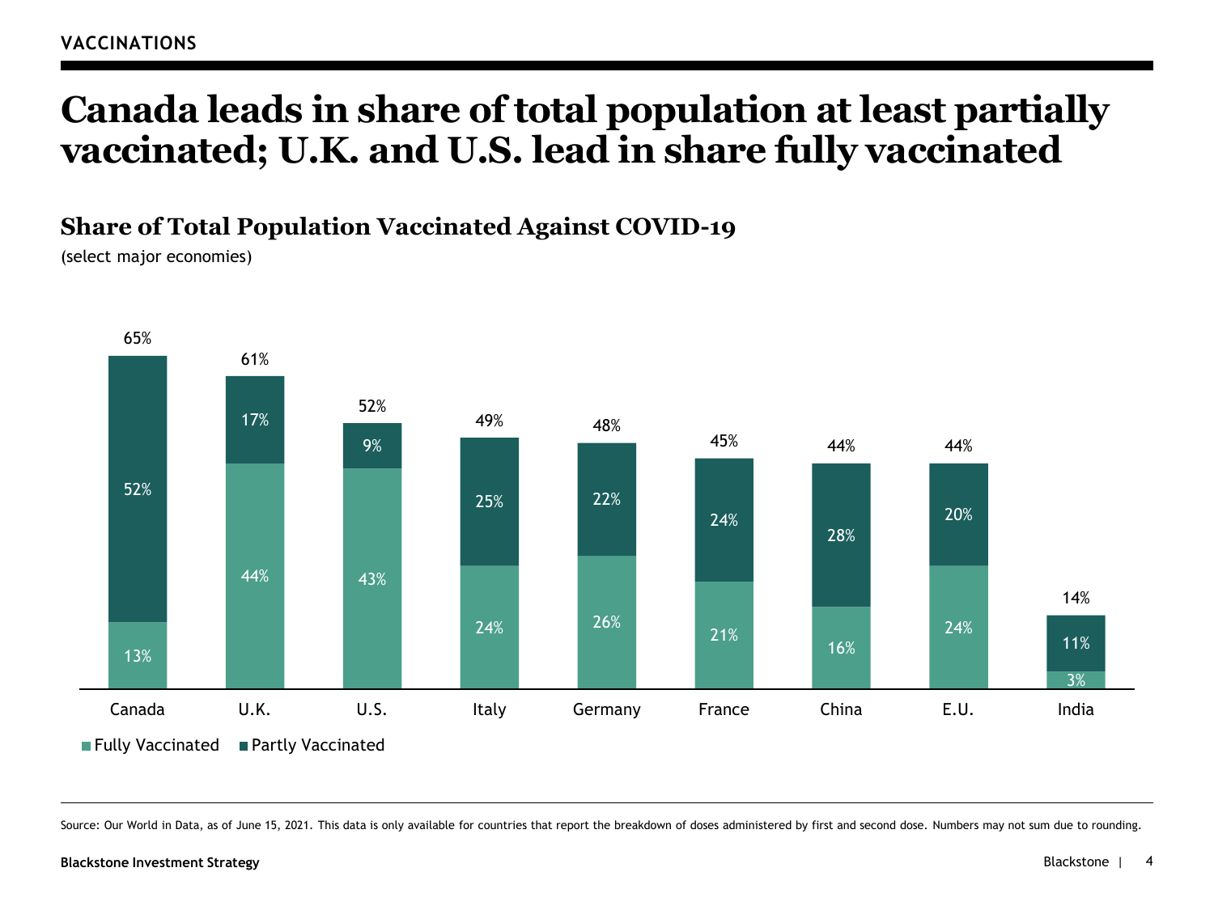VACCINATIONS

# Canada leads in share of total population at least partially vaccinated; U.K. and U.S. lead in share fully vaccinated

## Share of Total Population Vaccinated Against COVID-19

(select major economies)

| | Canada | U.K. | U.S. | Italy | Germany | France | China | E.U. | India |
|---|---|---|---|---|---|---|---|---|---|
| Total | 65% | 61% | 52% | 49% | 48% | 45% | 44% | 44% | 14% |
| Partly Vaccinated | 52% | 17% | 9% | 25% | 22% | 24% | 28% | 20% | 11% |
| Fully Vaccinated | 13% | 44% | 43% | 24% | 26% | 21% | 16% | 24% | 3% |

Source: Our World in Data, as of June 15, 2021. This data is only available for countries that report the breakdown of doses administered by first and second dose. Numbers may not sum due to rounding.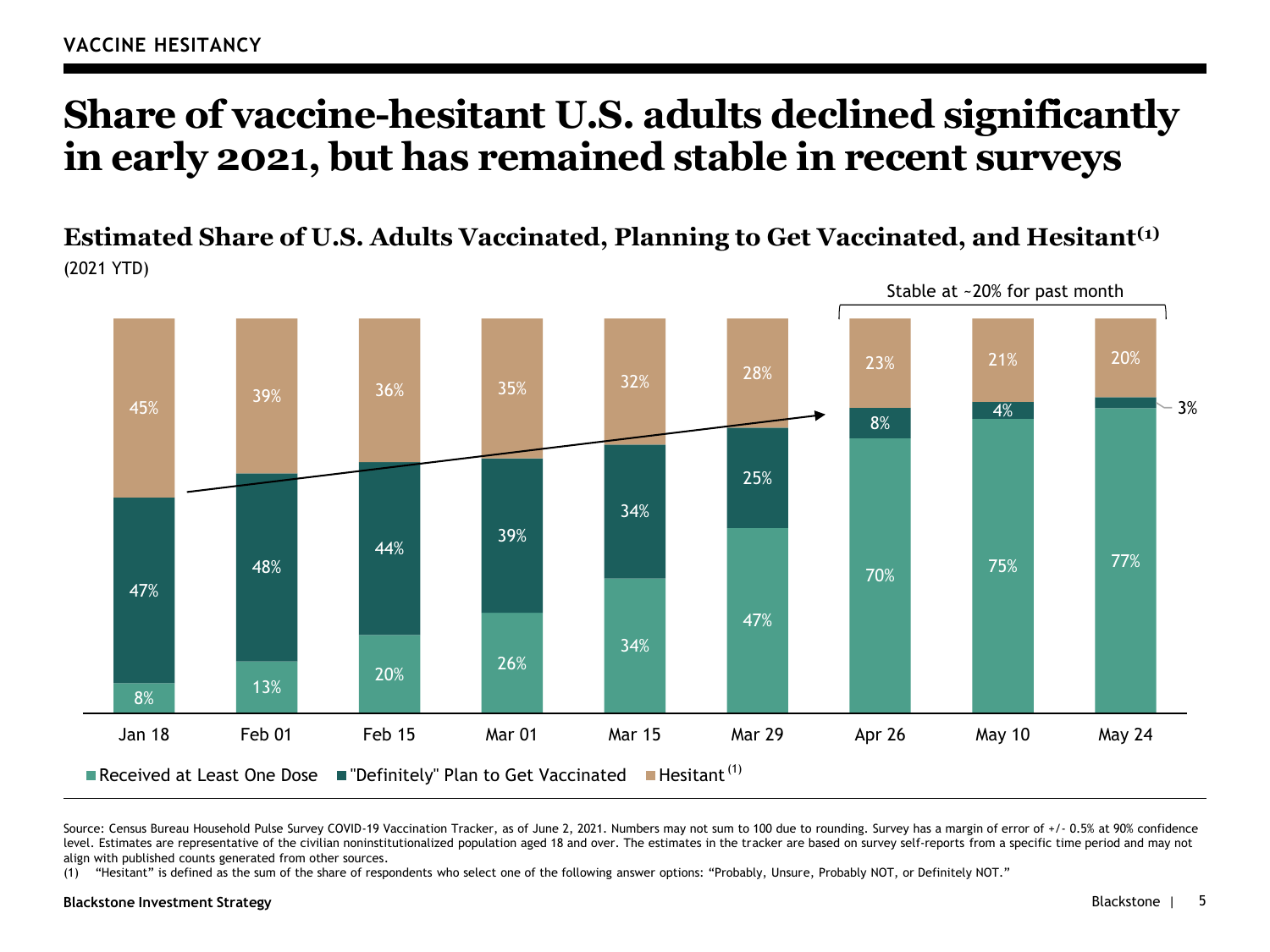VACCINE HESITANCY

# Share of vaccine-hesitant U.S. adults declined significantly in early 2021, but has remained stable in recent surveys

## Estimated Share of U.S. Adults Vaccinated, Planning to Get Vaccinated, and Hesitant(1)

(2021 YTD)

Stable at ~20% for past month

| | Jan 18 | Feb 01 | Feb 15 | Mar 01 | Mar 15 | Mar 29 | Apr 26 | May 10 | May 24 |
|---|---|---|---|---|---|---|---|---|---|
| Received at Least One Dose | 8% | 13% | 20% | 26% | 34% | 47% | 70% | 75% | 77% |
| "Definitely" Plan to Get Vaccinated | 47% | 48% | 44% | 39% | 34% | 25% | 8% | 4% | 3% |
| Hesitant (1) | 45% | 39% | 36% | 35% | 32% | 28% | 23% | 21% | 20% |

Source: Census Bureau Household Pulse Survey COVID-19 Vaccination Tracker, as of June 2, 2021. Numbers may not sum to 100 due to rounding. Survey has a margin of error of +/- 0.5% at 90% confidence level. Estimates are representative of the civilian noninstitutionalized population aged 18 and over. The estimates in the tracker are based on survey self-reports from a specific time period and may not align with published counts generated from other sources.

(1) "Hesitant" is defined as the sum of the share of respondents who select one of the following answer options: "Probably, Unsure, Probably NOT, or Definitely NOT."

Blackstone Investment Strategy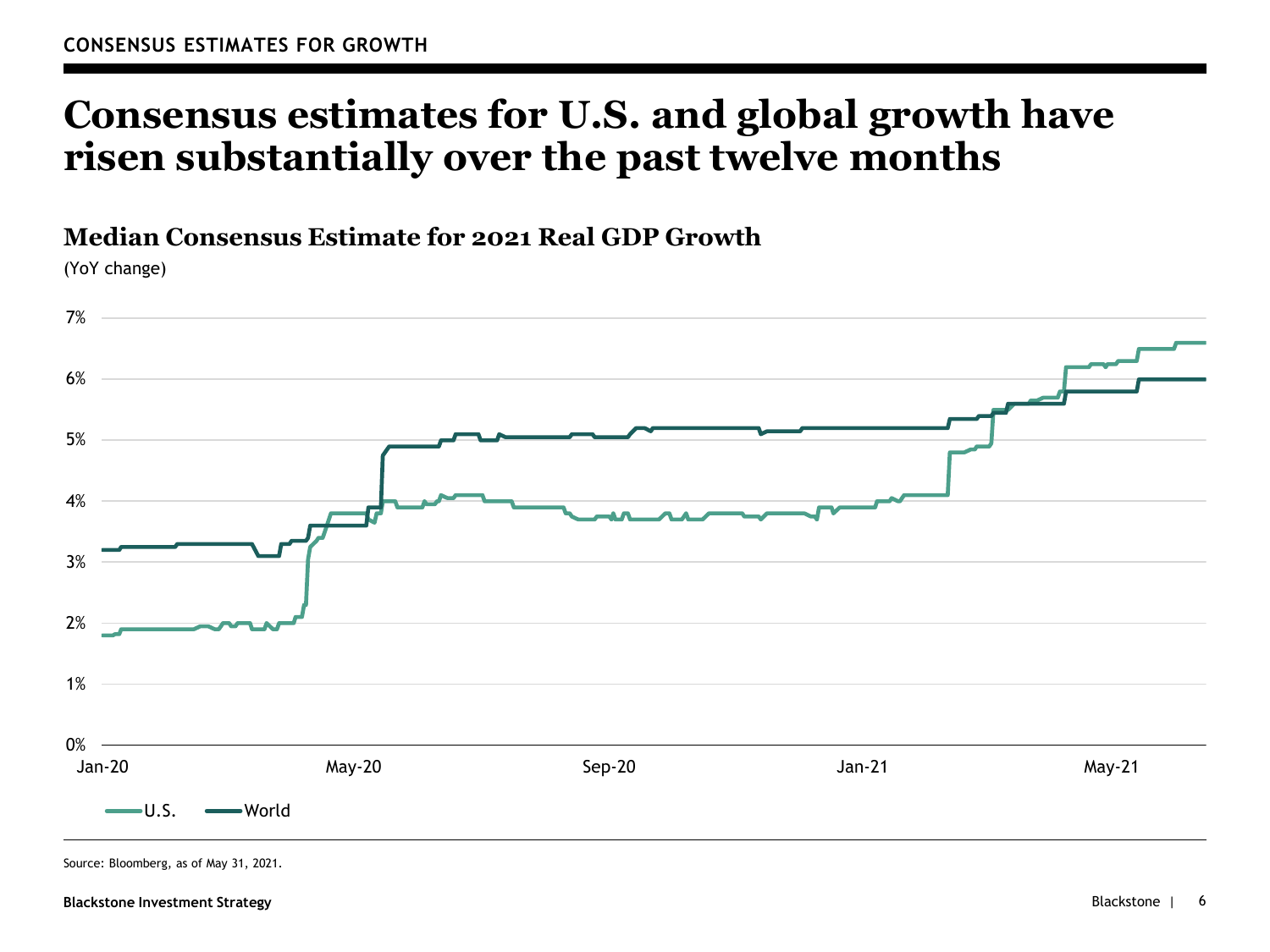CONSENSUS ESTIMATES FOR GROWTH

# Consensus estimates for U.S. and global growth have risen substantially over the past twelve months

## Median Consensus Estimate for 2021 Real GDP Growth

(YoY change)

7%
6%
5%
4%
3%
2%
1%
0%

Jan-20 May-20 Sep-20 Jan-21 May-21

U.S. World

Source: Bloomberg, as of May 31, 2021.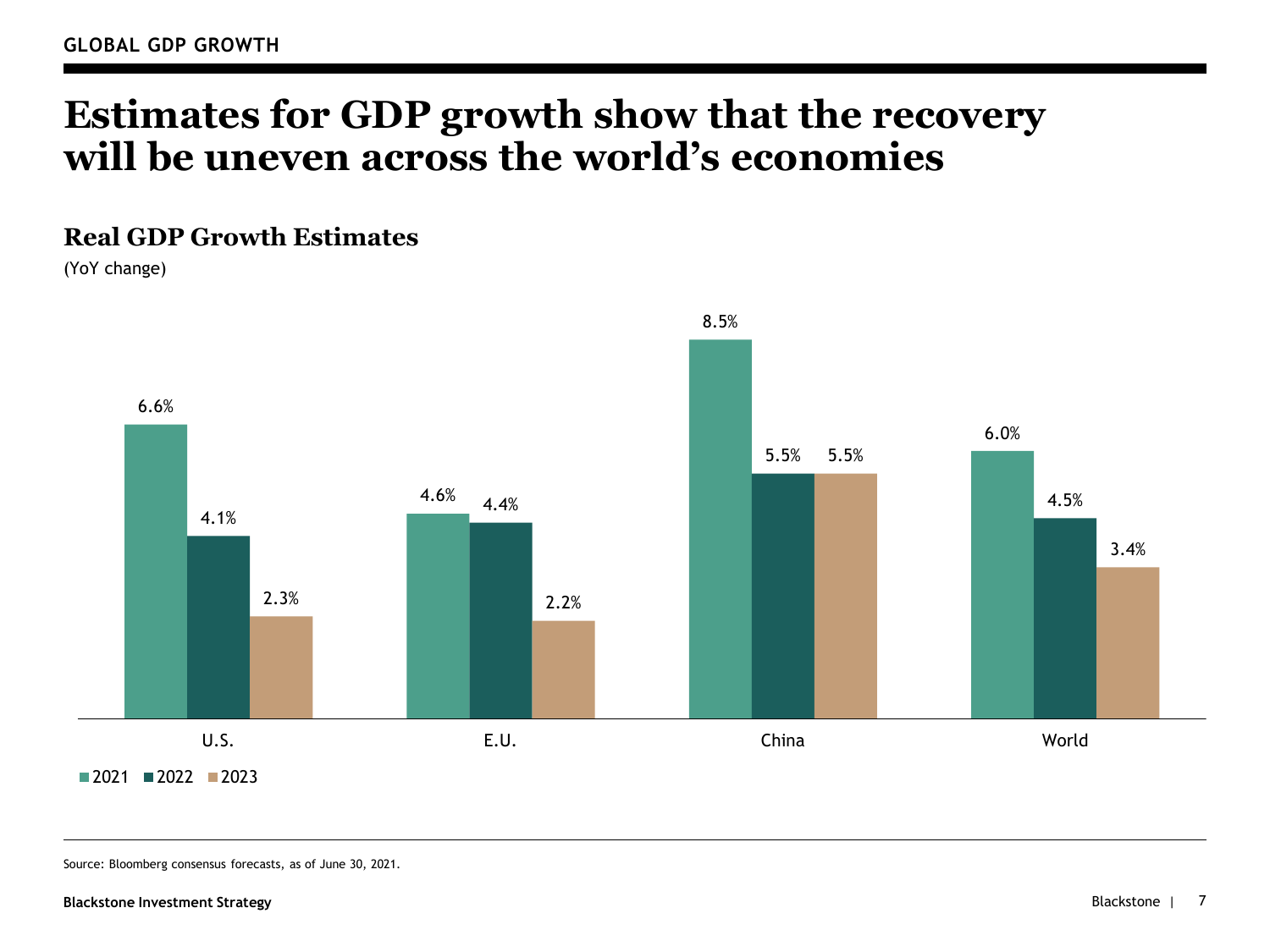GLOBAL GDP GROWTH

# Estimates for GDP growth show that the recovery will be uneven across the world's economies

## Real GDP Growth Estimates

(YoY change)

| | 2021 | 2022 | 2023 |
|---|---|---|---|
| U.S. | 6.6% | 4.1% | 2.3% |
| E.U. | 4.6% | 4.4% | 2.2% |
| China | 8.5% | 5.5% | 5.5% |
| World | 6.0% | 4.5% | 3.4% |

Source: Bloomberg consensus forecasts, as of June 30, 2021.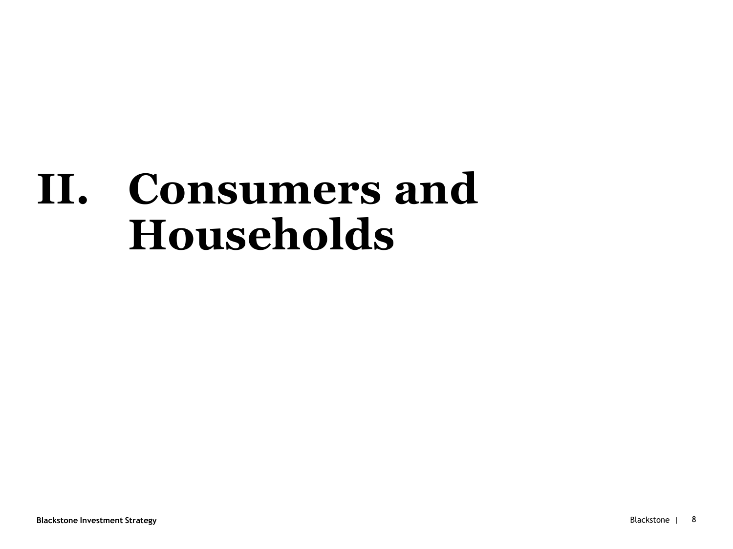# II. Consumers and Households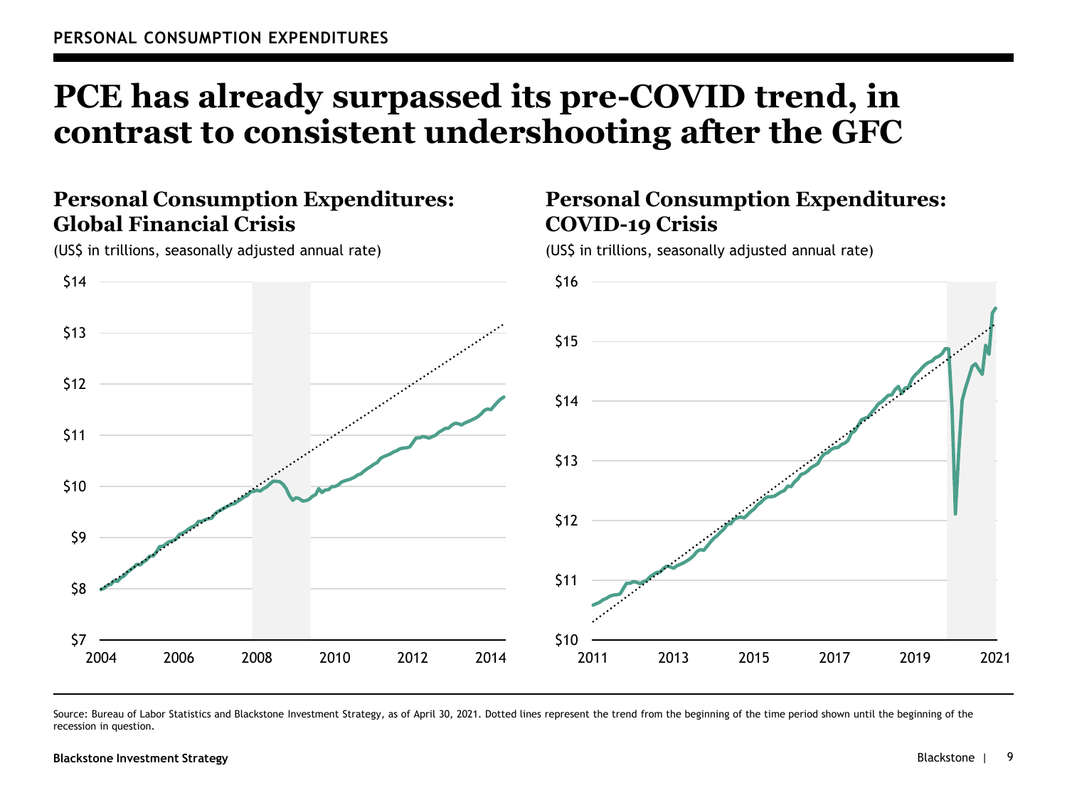PERSONAL CONSUMPTION EXPENDITURES

# PCE has already surpassed its pre-COVID trend, in contrast to consistent undershooting after the GFC

## Personal Consumption Expenditures: Global Financial Crisis

(US$ in trillions, seasonally adjusted annual rate)

$14
$13
$12
$11
$10
$9
$8
$7

2004 2006 2008 2010 2012 2014

## Personal Consumption Expenditures: COVID-19 Crisis

(US$ in trillions, seasonally adjusted annual rate)

$16
$15
$14
$13
$12
$11
$10

2011 2013 2015 2017 2019 2021

Source: Bureau of Labor Statistics and Blackstone Investment Strategy, as of April 30, 2021. Dotted lines represent the trend from the beginning of the time period shown until the beginning of the recession in question.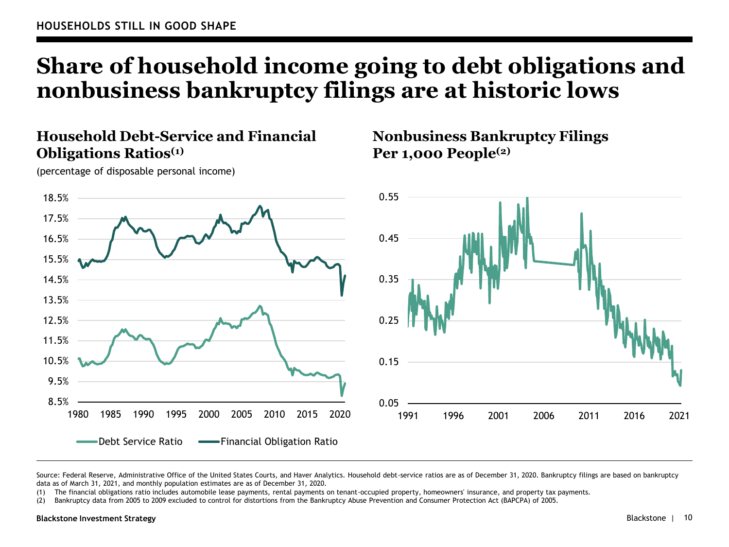HOUSEHOLDS STILL IN GOOD SHAPE

# Share of household income going to debt obligations and nonbusiness bankruptcy filings are at historic lows

## Household Debt-Service and Financial Obligations Ratios[1]

(percentage of disposable personal income)

## Nonbusiness Bankruptcy Filings Per 1,000 People[2]

Source: Federal Reserve, Administrative Office of the United States Courts, and Haver Analytics. Household debt-service ratios are as of December 31, 2020. Bankruptcy filings are based on bankruptcy data as of March 31, 2021, and monthly population estimates are as of December 31, 2020.

(1) The financial obligations ratio includes automobile lease payments, rental payments on tenant-occupied property, homeowners' insurance, and property tax payments.

(2) Bankruptcy data from 2005 to 2009 excluded to control for distortions from the Bankruptcy Abuse Prevention and Consumer Protection Act (BAPCPA) of 2005.

Blackstone Investment Strategy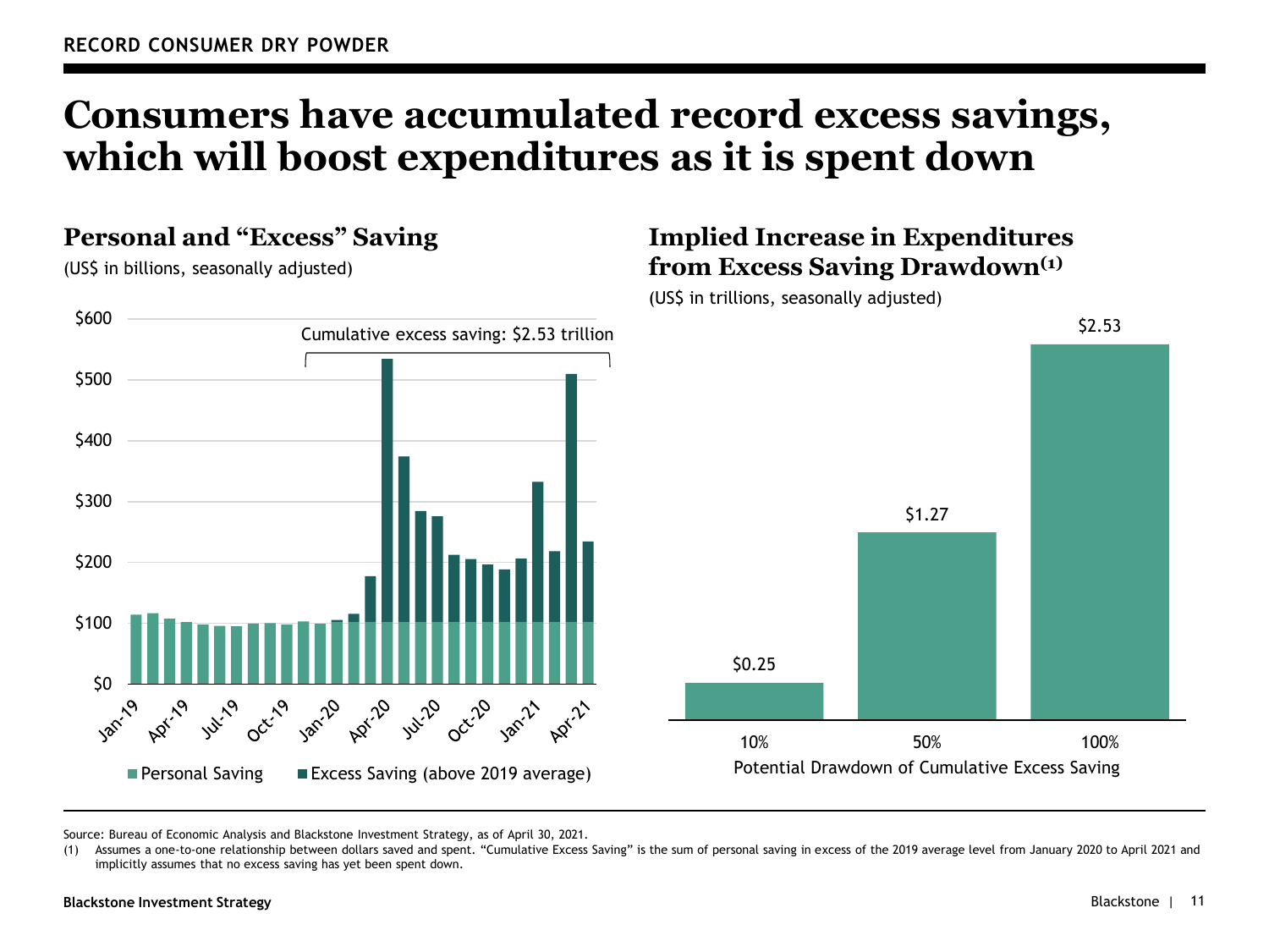RECORD CONSUMER DRY POWDER

# Consumers have accumulated record excess savings, which will boost expenditures as it is spent down

## Personal and "Excess" Saving

(US$ in billions, seasonally adjusted)

Cumulative excess saving: $2.53 trillion

$600
$500
$400
$300
$200
$100
$0

Jan-19, Apr-19, Jul-19, Oct-19, Jan-20, Apr-20, Jul-20, Oct-20, Jan-21, Apr-21

Personal Saving | Excess Saving (above 2019 average)

## Implied Increase in Expenditures from Excess Saving Drawdown[1]

(US$ in trillions, seasonally adjusted)

| Potential Drawdown of Cumulative Excess Saving | 10% | 50% | 100% |
|---|---|---|---|
| Implied Increase in Expenditures | $0.25 | $1.27 | $2.53 |

Source: Bureau of Economic Analysis and Blackstone Investment Strategy, as of April 30, 2021.

(1) Assumes a one-to-one relationship between dollars saved and spent. "Cumulative Excess Saving" is the sum of personal saving in excess of the 2019 average level from January 2020 to April 2021 and implicitly assumes that no excess saving has yet been spent down.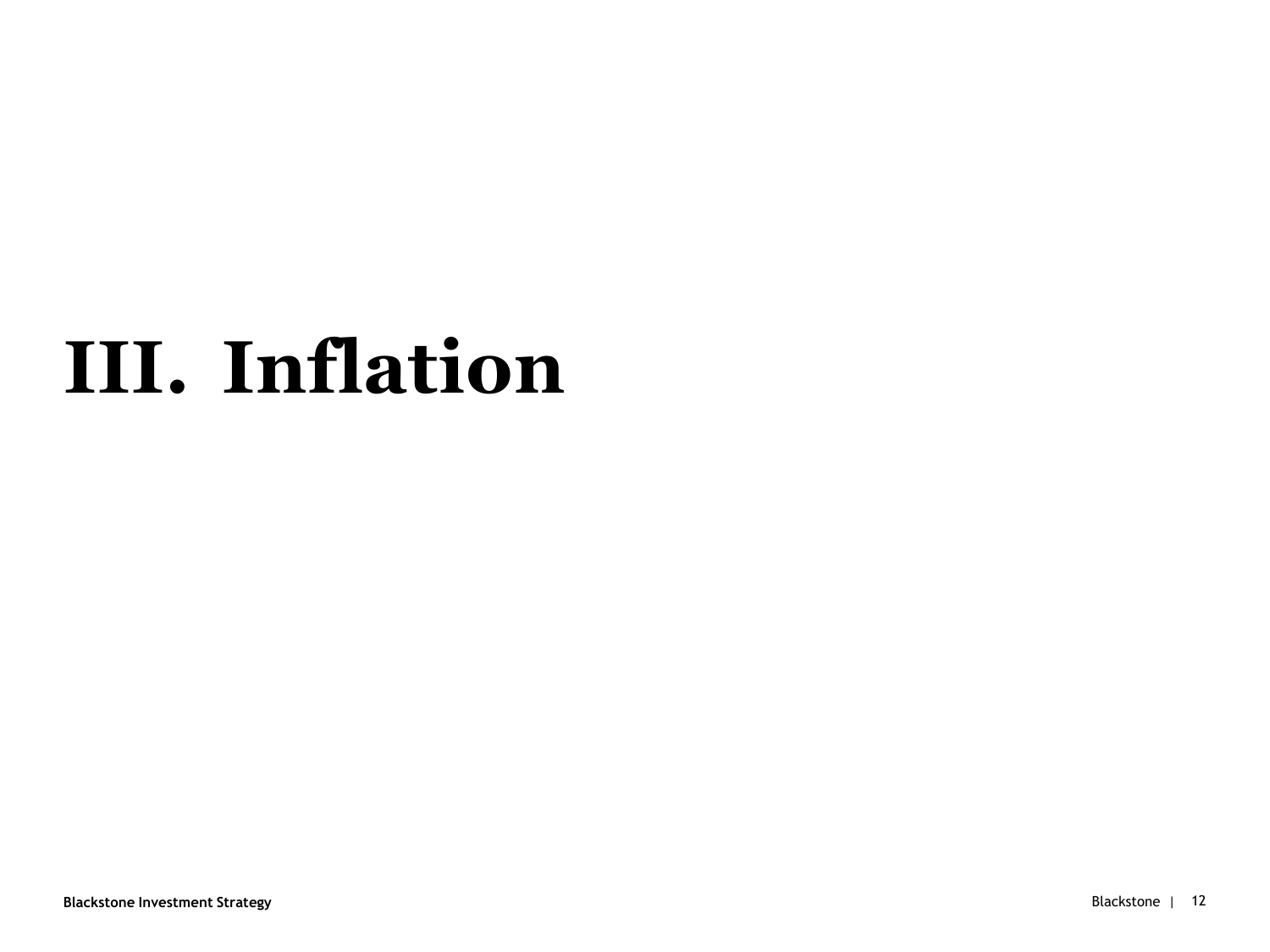# III. Inflation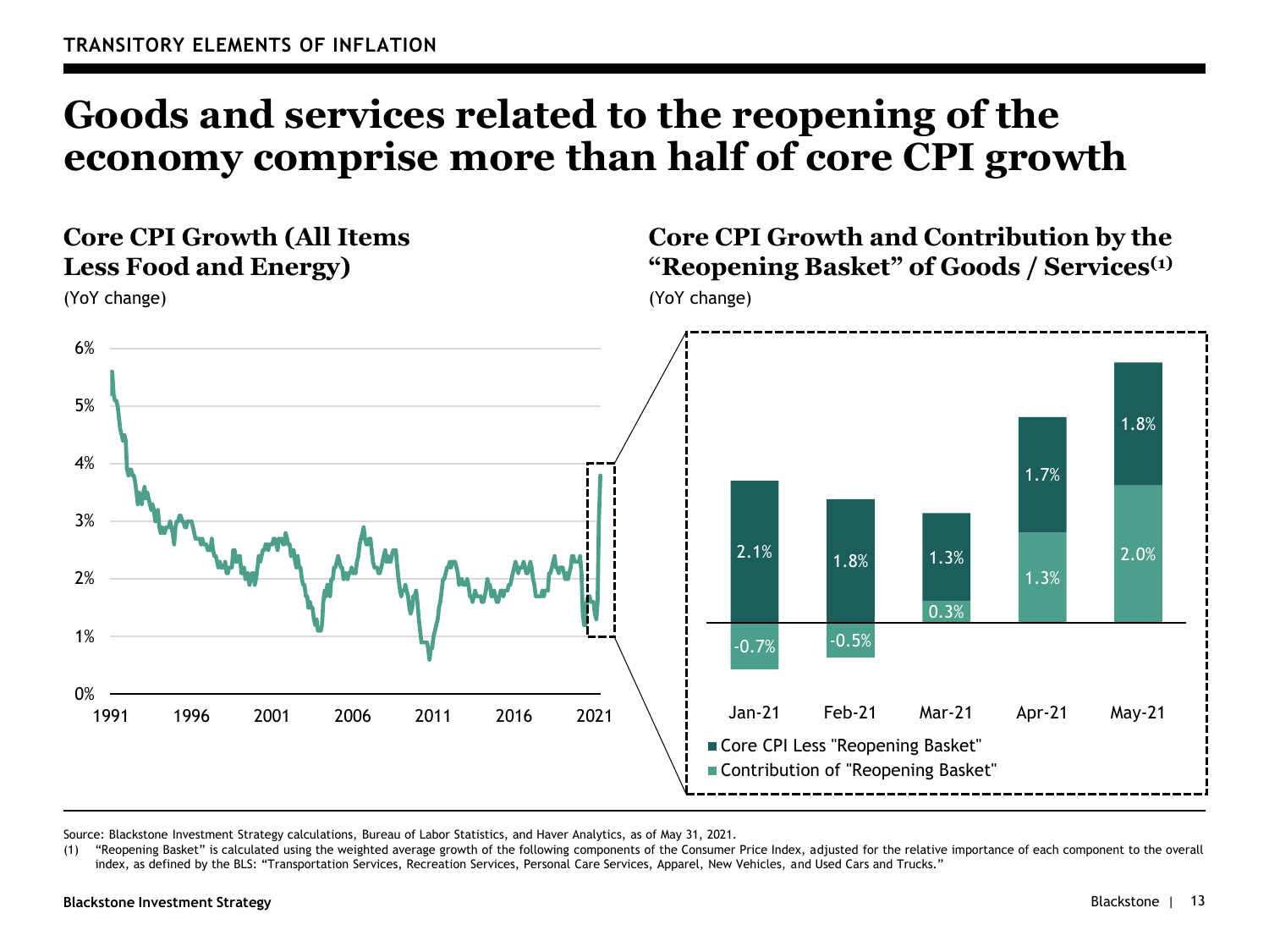TRANSITORY ELEMENTS OF INFLATION

# Goods and services related to the reopening of the economy comprise more than half of core CPI growth

## Core CPI Growth (All Items Less Food and Energy)

(YoY change)

## Core CPI Growth and Contribution by the "Reopening Basket" of Goods / Services(1)

(YoY change)

| | Jan-21 | Feb-21 | Mar-21 | Apr-21 | May-21 |
|---|---|---|---|---|---|
| Core CPI Less "Reopening Basket" | 2.1% | 1.8% | 1.3% | 1.7% | 1.8% |
| Contribution of "Reopening Basket" | -0.7% | -0.5% | 0.3% | 1.3% | 2.0% |

Source: Blackstone Investment Strategy calculations, Bureau of Labor Statistics, and Haver Analytics, as of May 31, 2021.

(1) "Reopening Basket" is calculated using the weighted average growth of the following components of the Consumer Price Index, adjusted for the relative importance of each component to the overall index, as defined by the BLS: "Transportation Services, Recreation Services, Personal Care Services, Apparel, New Vehicles, and Used Cars and Trucks."

Blackstone Investment Strategy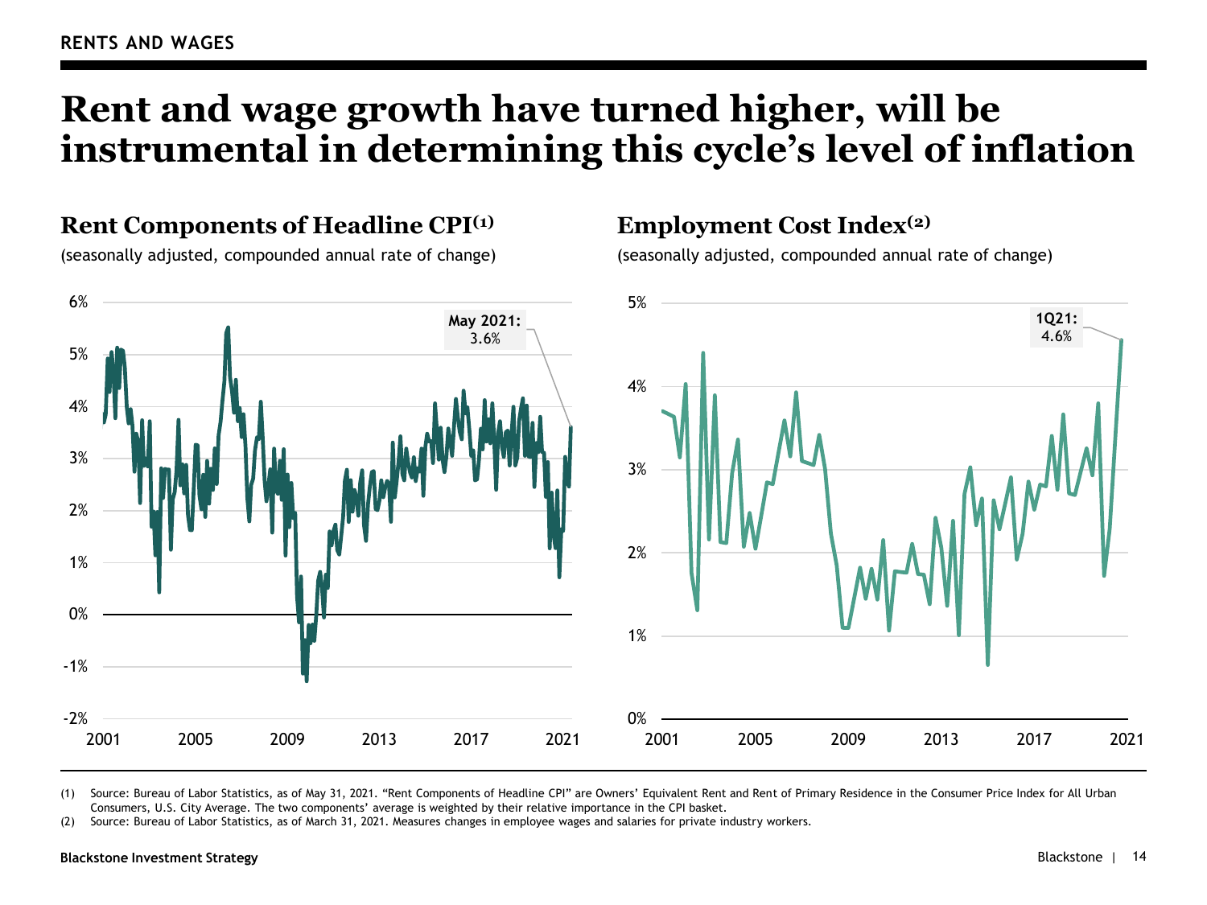RENTS AND WAGES

# Rent and wage growth have turned higher, will be instrumental in determining this cycle's level of inflation

## Rent Components of Headline CPI[(1)]

(seasonally adjusted, compounded annual rate of change)

May 2021: 3.6%

## Employment Cost Index[(2)]

(seasonally adjusted, compounded annual rate of change)

1Q21: 4.6%

(1) Source: Bureau of Labor Statistics, as of May 31, 2021. "Rent Components of Headline CPI" are Owners' Equivalent Rent and Rent of Primary Residence in the Consumer Price Index for All Urban Consumers, U.S. City Average. The two components' average is weighted by their relative importance in the CPI basket.

(2) Source: Bureau of Labor Statistics, as of March 31, 2021. Measures changes in employee wages and salaries for private industry workers.

Blackstone Investment Strategy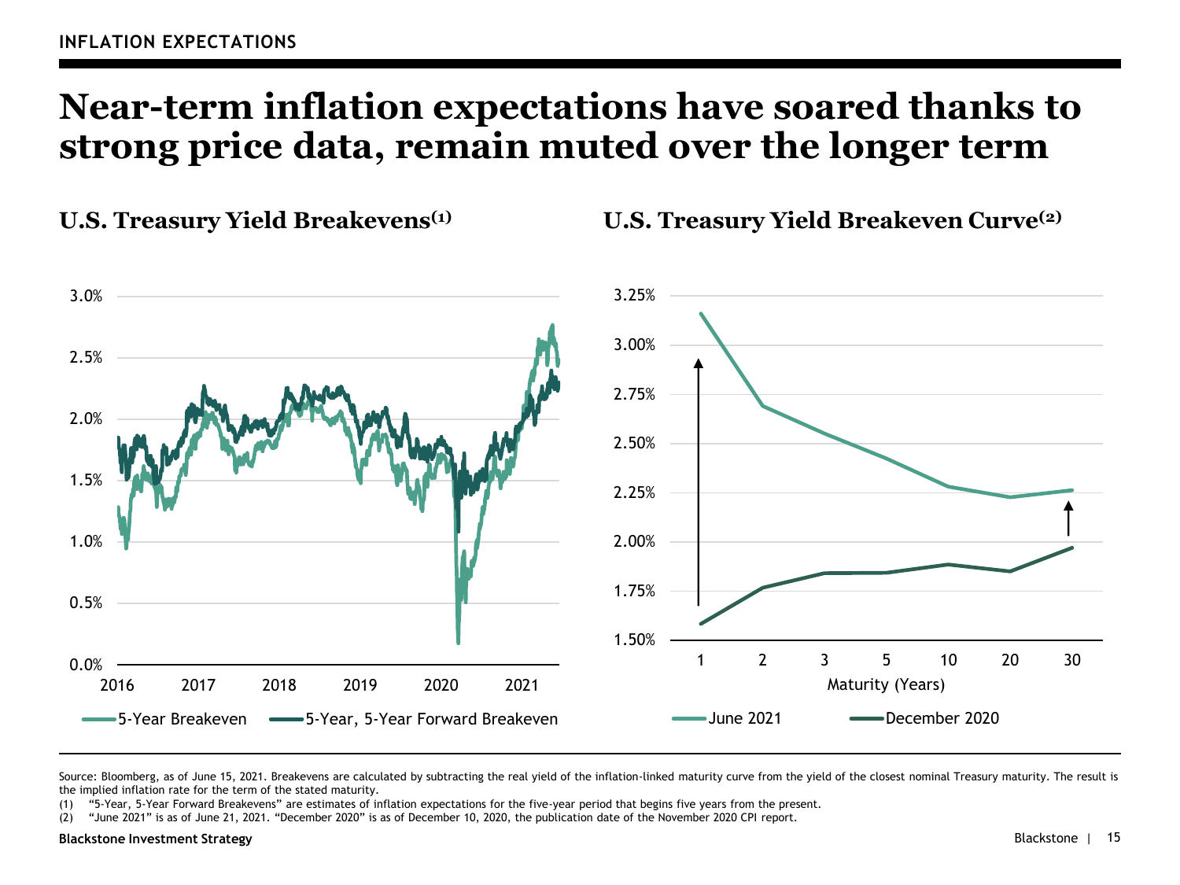INFLATION EXPECTATIONS

# Near-term inflation expectations have soared thanks to strong price data, remain muted over the longer term

## U.S. Treasury Yield Breakevens(1)

## U.S. Treasury Yield Breakeven Curve(2)

Source: Bloomberg, as of June 15, 2021. Breakevens are calculated by subtracting the real yield of the inflation-linked maturity curve from the yield of the closest nominal Treasury maturity. The result is the implied inflation rate for the term of the stated maturity.

(1) "5-Year, 5-Year Forward Breakevens" are estimates of inflation expectations for the five-year period that begins five years from the present.

(2) "June 2021" is as of June 21, 2021. "December 2020" is as of December 10, 2020, the publication date of the November 2020 CPI report.

Blackstone Investment Strategy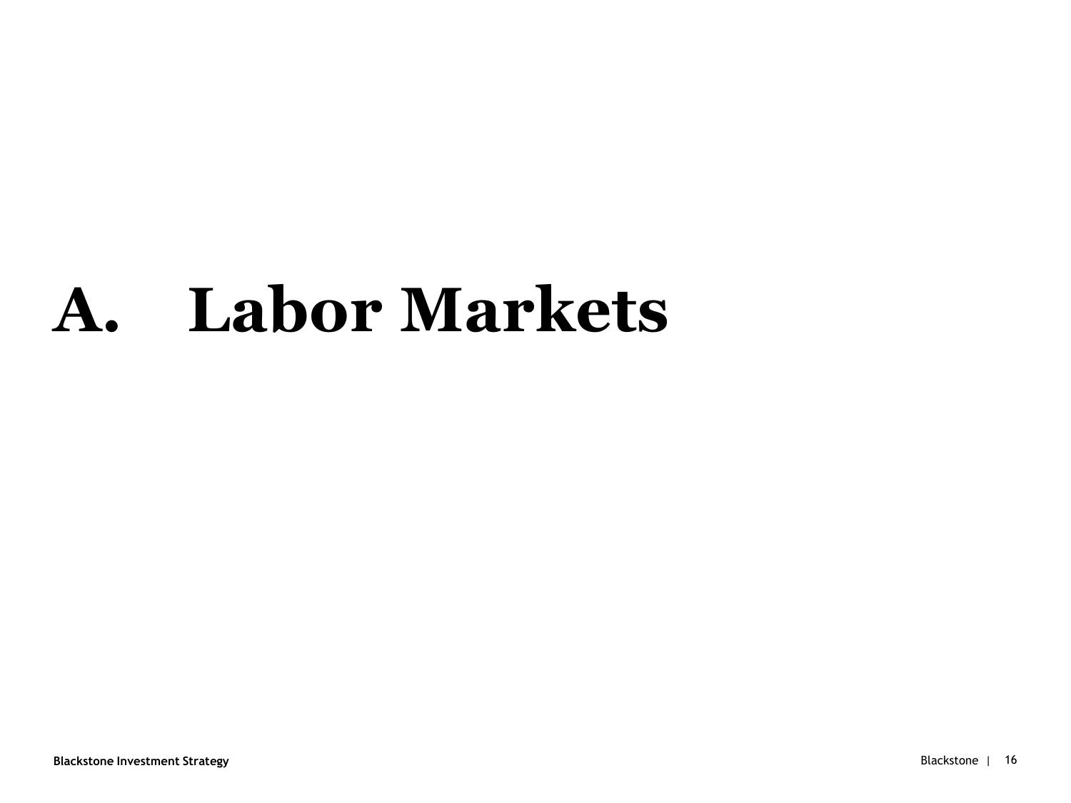# A. Labor Markets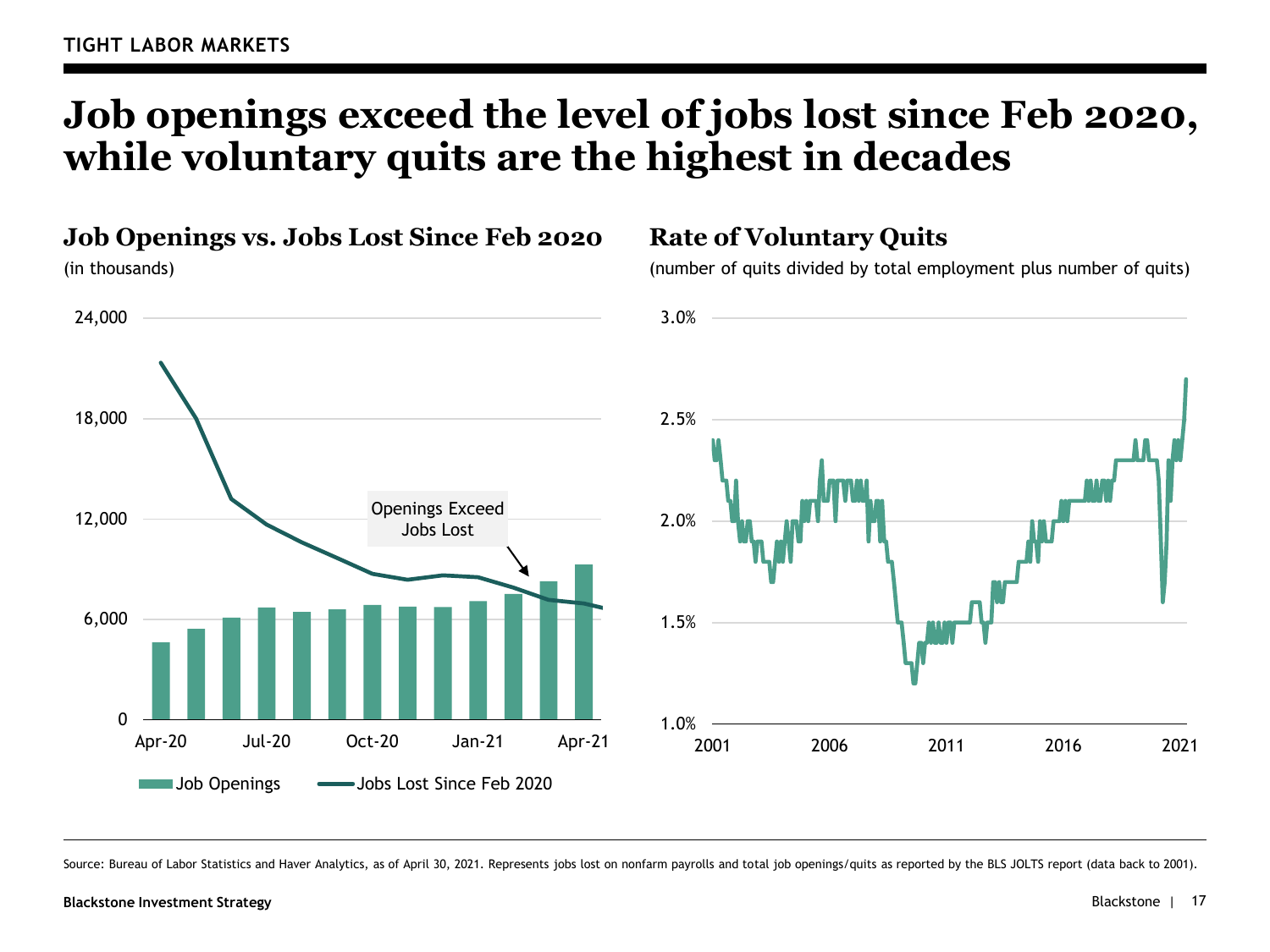TIGHT LABOR MARKETS

# Job openings exceed the level of jobs lost since Feb 2020, while voluntary quits are the highest in decades

## Job Openings vs. Jobs Lost Since Feb 2020

(in thousands)

Openings Exceed Jobs Lost

Job Openings — Jobs Lost Since Feb 2020

## Rate of Voluntary Quits

(number of quits divided by total employment plus number of quits)

Source: Bureau of Labor Statistics and Haver Analytics, as of April 30, 2021. Represents jobs lost on nonfarm payrolls and total job openings/quits as reported by the BLS JOLTS report (data back to 2001).

Blackstone Investment Strategy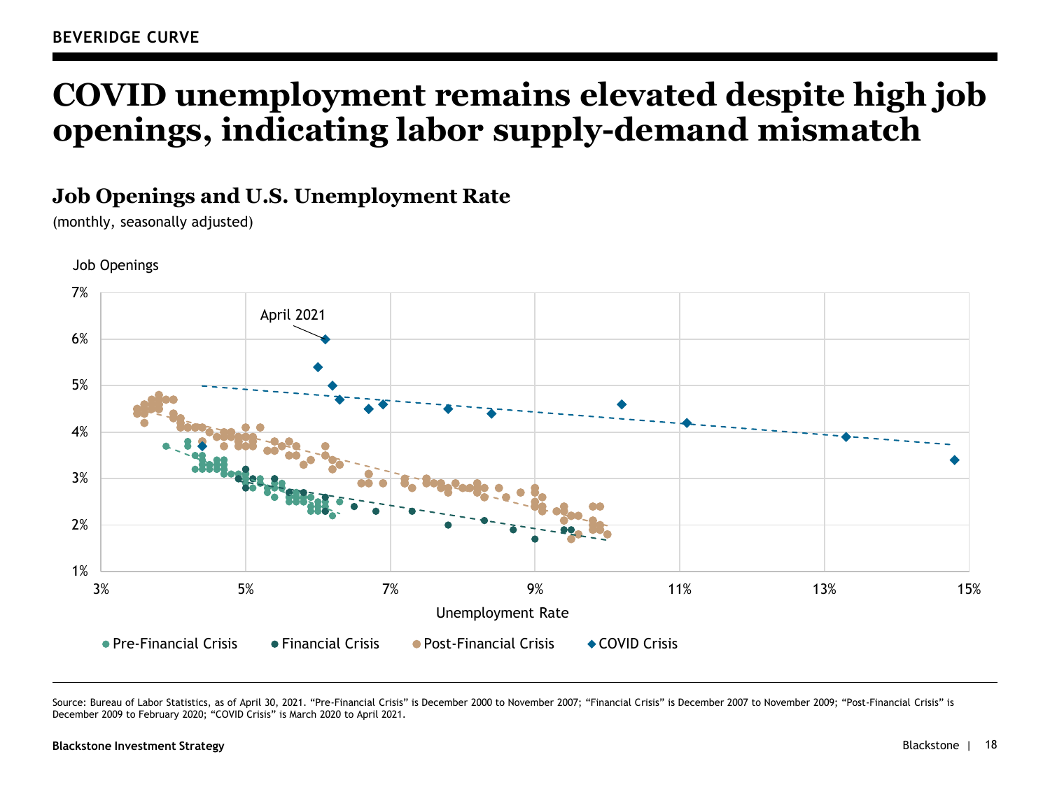BEVERIDGE CURVE

# COVID unemployment remains elevated despite high job openings, indicating labor supply-demand mismatch

## Job Openings and U.S. Unemployment Rate

(monthly, seasonally adjusted)

Job Openings

April 2021

Unemployment Rate

Pre-Financial Crisis · Financial Crisis · Post-Financial Crisis · COVID Crisis

Source: Bureau of Labor Statistics, as of April 30, 2021. "Pre-Financial Crisis" is December 2000 to November 2007; "Financial Crisis" is December 2007 to November 2009; "Post-Financial Crisis" is December 2009 to February 2020; "COVID Crisis" is March 2020 to April 2021.

Blackstone Investment Strategy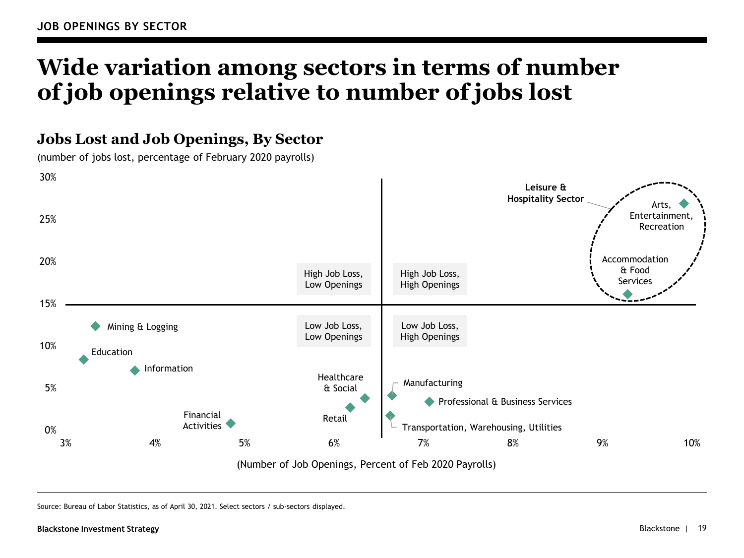JOB OPENINGS BY SECTOR

# Wide variation among sectors in terms of number of job openings relative to number of jobs lost

## Jobs Lost and Job Openings, By Sector

(number of jobs lost, percentage of February 2020 payrolls)

30%

25%

20%

15%

10%

5%

0%

3% 4% 5% 6% 7% 8% 9% 10%

(Number of Job Openings, Percent of Feb 2020 Payrolls)

High Job Loss, Low Openings

High Job Loss, High Openings

Low Job Loss, Low Openings

Low Job Loss, High Openings

**Leisure & Hospitality Sector**

Arts, Entertainment, Recreation

Accommodation & Food Services

Mining & Logging

Education

Information

Financial Activities

Healthcare & Social

Retail

Manufacturing

Professional & Business Services

Transportation, Warehousing, Utilities

Source: Bureau of Labor Statistics, as of April 30, 2021. Select sectors / sub-sectors displayed.

Blackstone Investment Strategy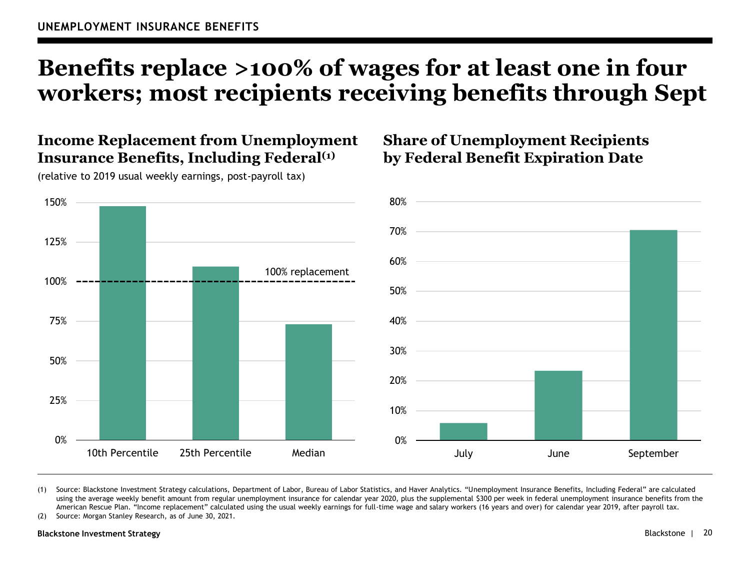UNEMPLOYMENT INSURANCE BENEFITS

# Benefits replace >100% of wages for at least one in four workers; most recipients receiving benefits through Sept

## Income Replacement from Unemployment Insurance Benefits, Including Federal[1]

(relative to 2019 usual weekly earnings, post-payroll tax)

| | Income Replacement |
|---|---|
| 10th Percentile | ~147% |
| 25th Percentile | ~109% |
| Median | ~73% |

100% replacement

## Share of Unemployment Recipients by Federal Benefit Expiration Date

| | Share |
|---|---|
| July | ~6% |
| June | ~23% |
| September | ~70% |

(1) Source: Blackstone Investment Strategy calculations, Department of Labor, Bureau of Labor Statistics, and Haver Analytics. "Unemployment Insurance Benefits, Including Federal" are calculated using the average weekly benefit amount from regular unemployment insurance for calendar year 2020, plus the supplemental $300 per week in federal unemployment insurance benefits from the American Rescue Plan. "Income replacement" calculated using the usual weekly earnings for full-time wage and salary workers (16 years and over) for calendar year 2019, after payroll tax.

(2) Source: Morgan Stanley Research, as of June 30, 2021.

Blackstone Investment Strategy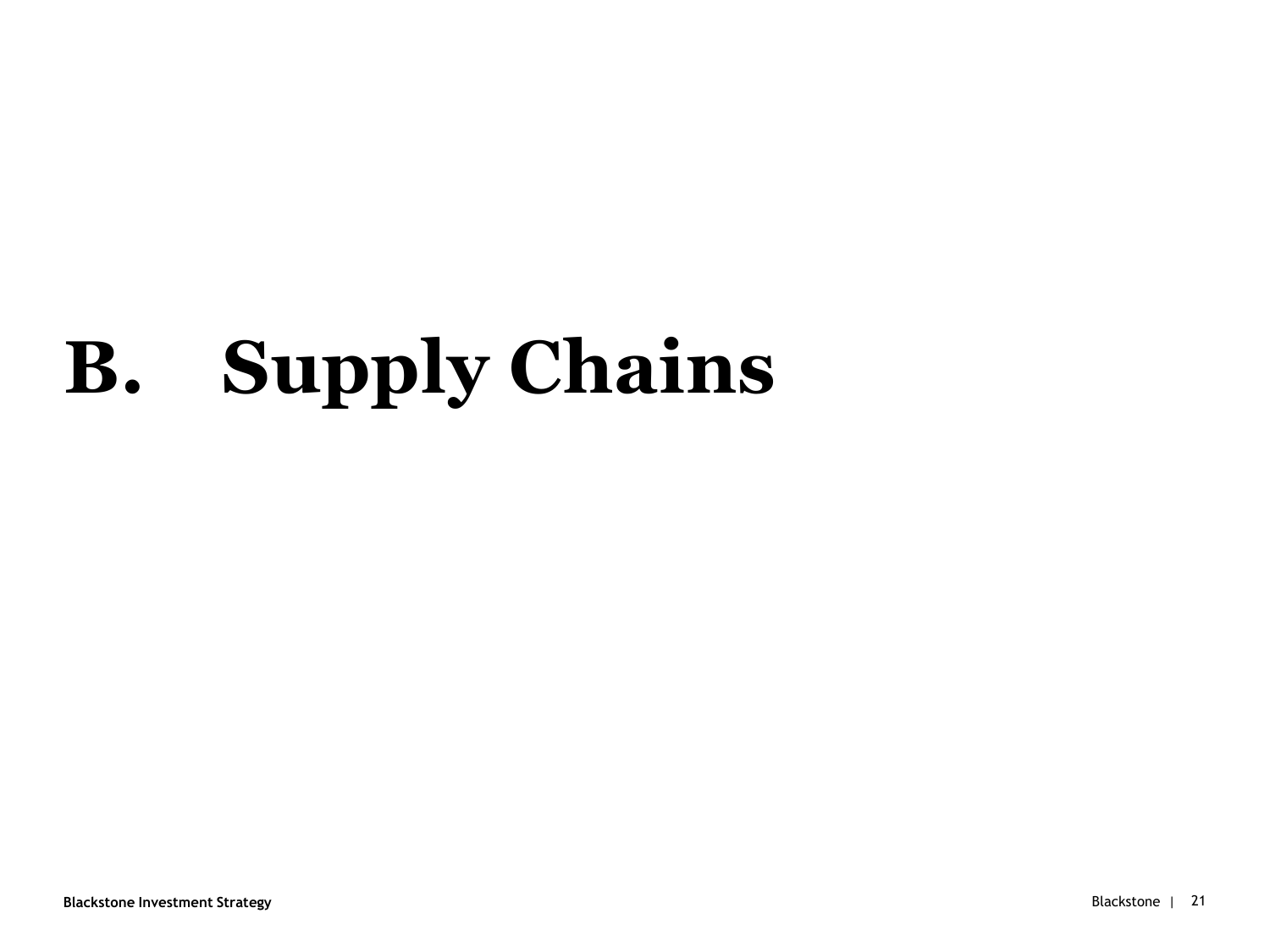# B. Supply Chains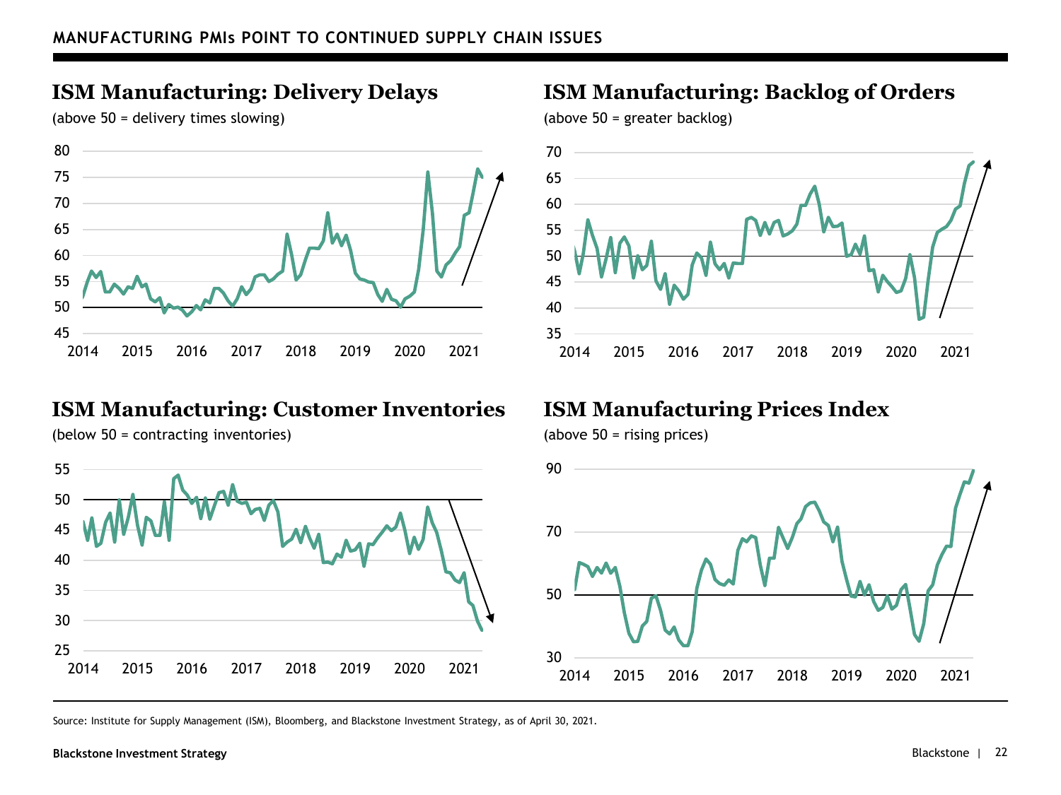## MANUFACTURING PMIs POINT TO CONTINUED SUPPLY CHAIN ISSUES

### ISM Manufacturing: Delivery Delays

(above 50 = delivery times slowing)

### ISM Manufacturing: Backlog of Orders

(above 50 = greater backlog)

### ISM Manufacturing: Customer Inventories

(below 50 = contracting inventories)

### ISM Manufacturing Prices Index

(above 50 = rising prices)

Source: Institute for Supply Management (ISM), Bloomberg, and Blackstone Investment Strategy, as of April 30, 2021.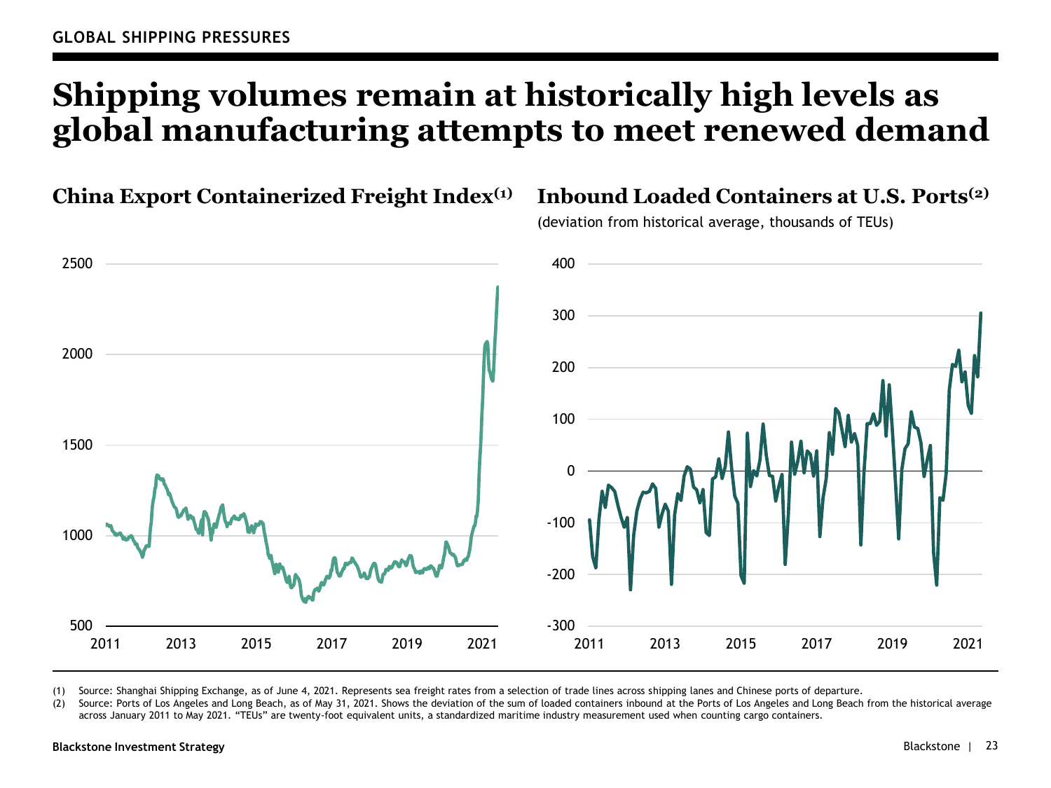GLOBAL SHIPPING PRESSURES

# Shipping volumes remain at historically high levels as global manufacturing attempts to meet renewed demand

## China Export Containerized Freight Index[1]

## Inbound Loaded Containers at U.S. Ports[2]

(deviation from historical average, thousands of TEUs)

(1) Source: Shanghai Shipping Exchange, as of June 4, 2021. Represents sea freight rates from a selection of trade lines across shipping lanes and Chinese ports of departure.

(2) Source: Ports of Los Angeles and Long Beach, as of May 31, 2021. Shows the deviation of the sum of loaded containers inbound at the Ports of Los Angeles and Long Beach from the historical average across January 2011 to May 2021. "TEUs" are twenty-foot equivalent units, a standardized maritime industry measurement used when counting cargo containers.

Blackstone Investment Strategy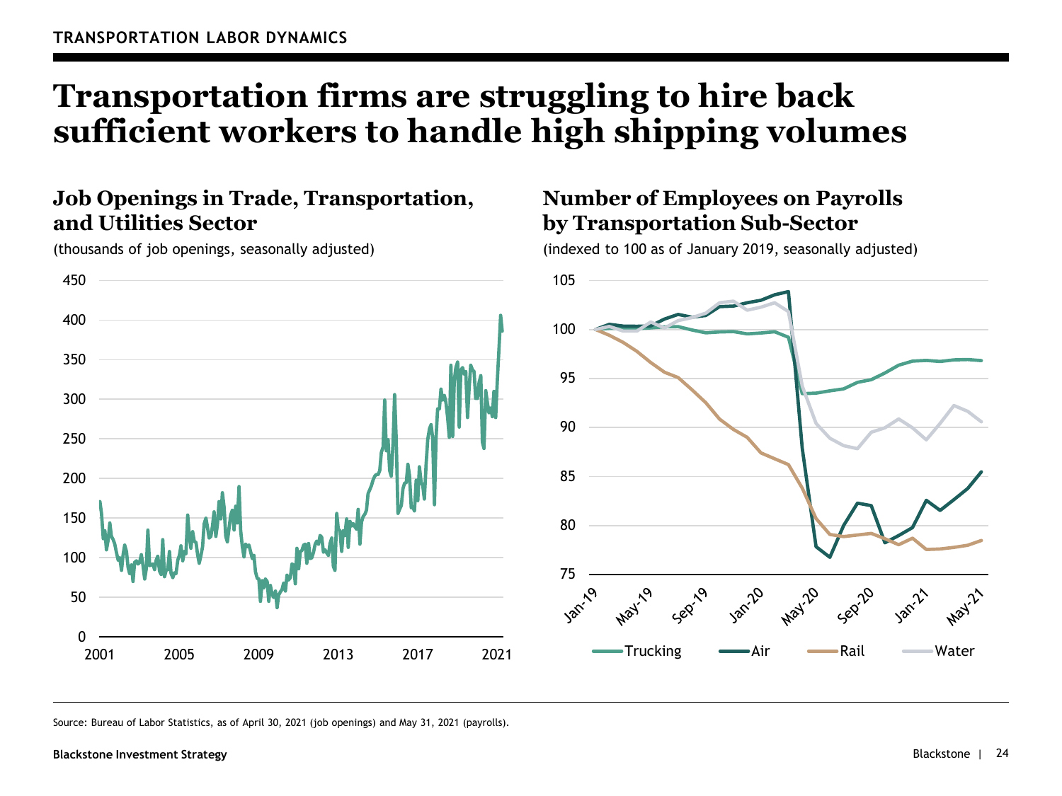TRANSPORTATION LABOR DYNAMICS

# Transportation firms are struggling to hire back sufficient workers to handle high shipping volumes

## Job Openings in Trade, Transportation, and Utilities Sector

(thousands of job openings, seasonally adjusted)

## Number of Employees on Payrolls by Transportation Sub-Sector

(indexed to 100 as of January 2019, seasonally adjusted)

Source: Bureau of Labor Statistics, as of April 30, 2021 (job openings) and May 31, 2021 (payrolls).

Blackstone Investment Strategy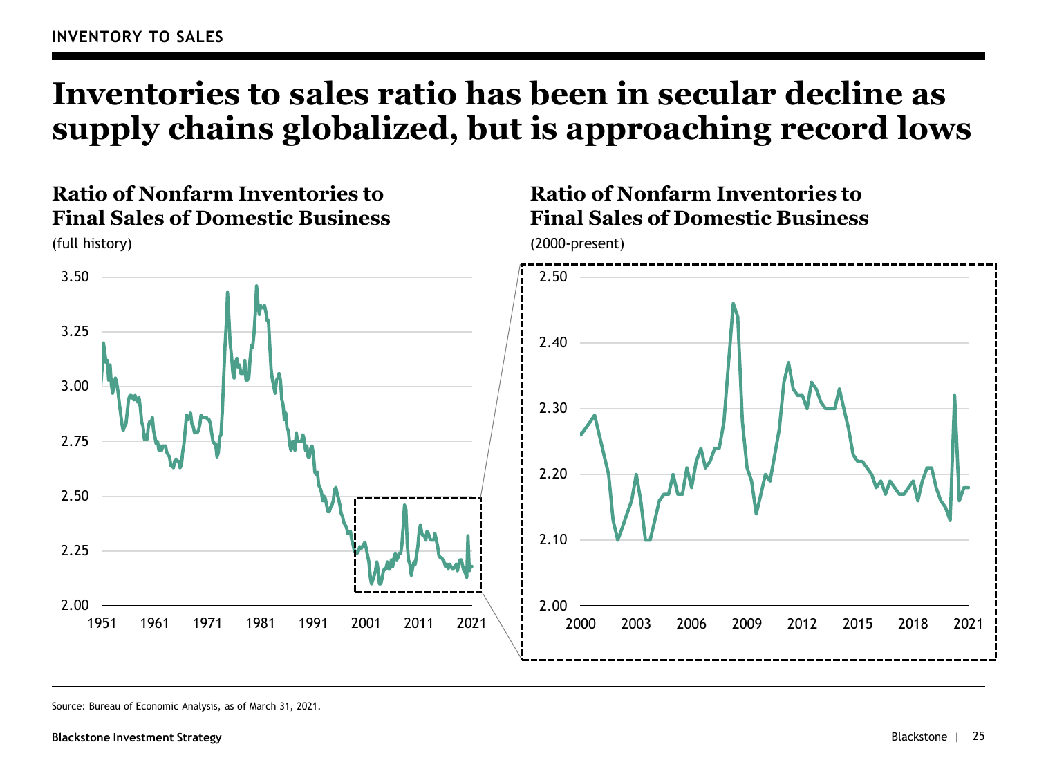INVENTORY TO SALES

# Inventories to sales ratio has been in secular decline as supply chains globalized, but is approaching record lows

### Ratio of Nonfarm Inventories to Final Sales of Domestic Business

(full history)

### Ratio of Nonfarm Inventories to Final Sales of Domestic Business

(2000-present)

Source: Bureau of Economic Analysis, as of March 31, 2021.

**Blackstone Investment Strategy**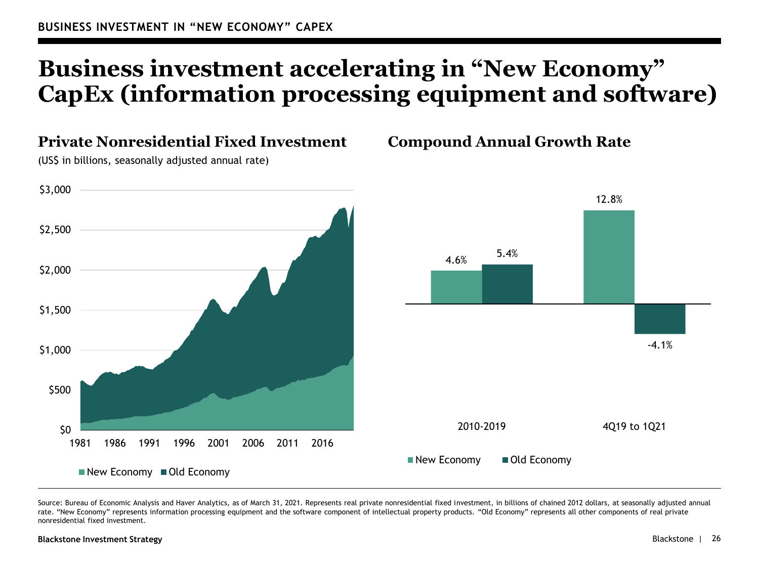BUSINESS INVESTMENT IN "NEW ECONOMY" CAPEX

# Business investment accelerating in "New Economy" CapEx (information processing equipment and software)

## Private Nonresidential Fixed Investment

(US$ in billions, seasonally adjusted annual rate)

$3,000
$2,500
$2,000
$1,500
$1,000
$500
$0

1981 1986 1991 1996 2001 2006 2011 2016

New Economy | Old Economy

## Compound Annual Growth Rate

| | New Economy | Old Economy |
|---|---|---|
| 2010-2019 | 4.6% | 5.4% |
| 4Q19 to 1Q21 | 12.8% | -4.1% |

Source: Bureau of Economic Analysis and Haver Analytics, as of March 31, 2021. Represents real private nonresidential fixed investment, in billions of chained 2012 dollars, at seasonally adjusted annual rate. "New Economy" represents information processing equipment and the software component of intellectual property products. "Old Economy" represents all other components of real private nonresidential fixed investment.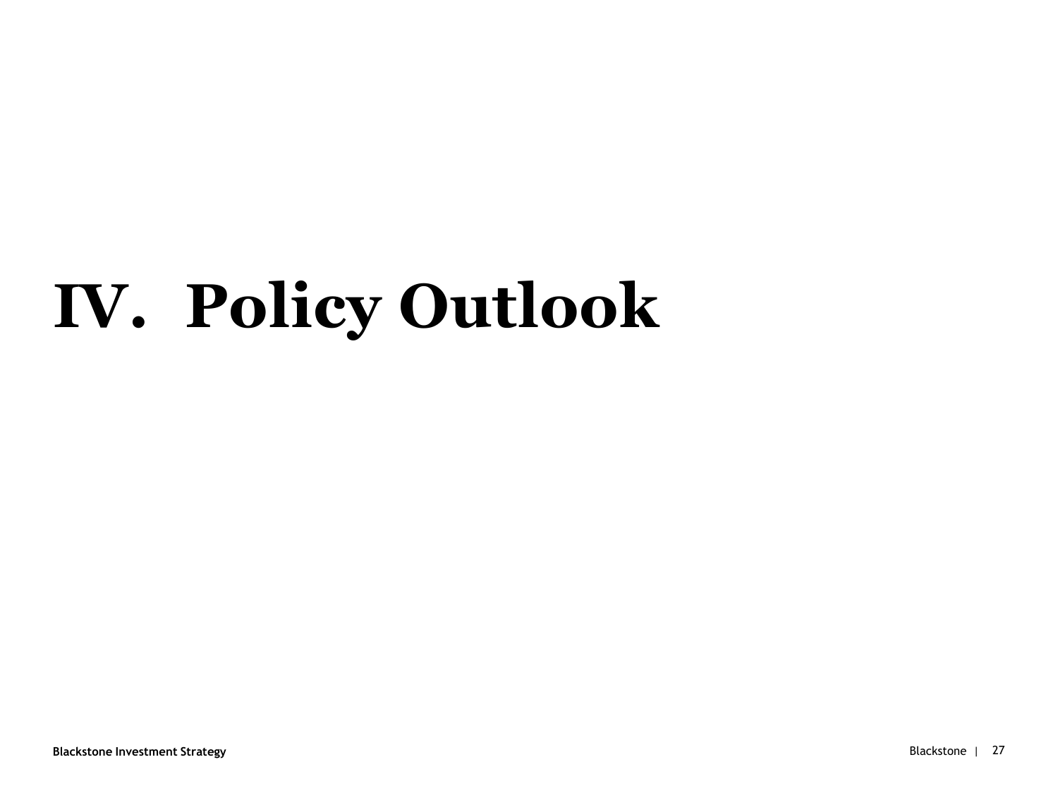# IV. Policy Outlook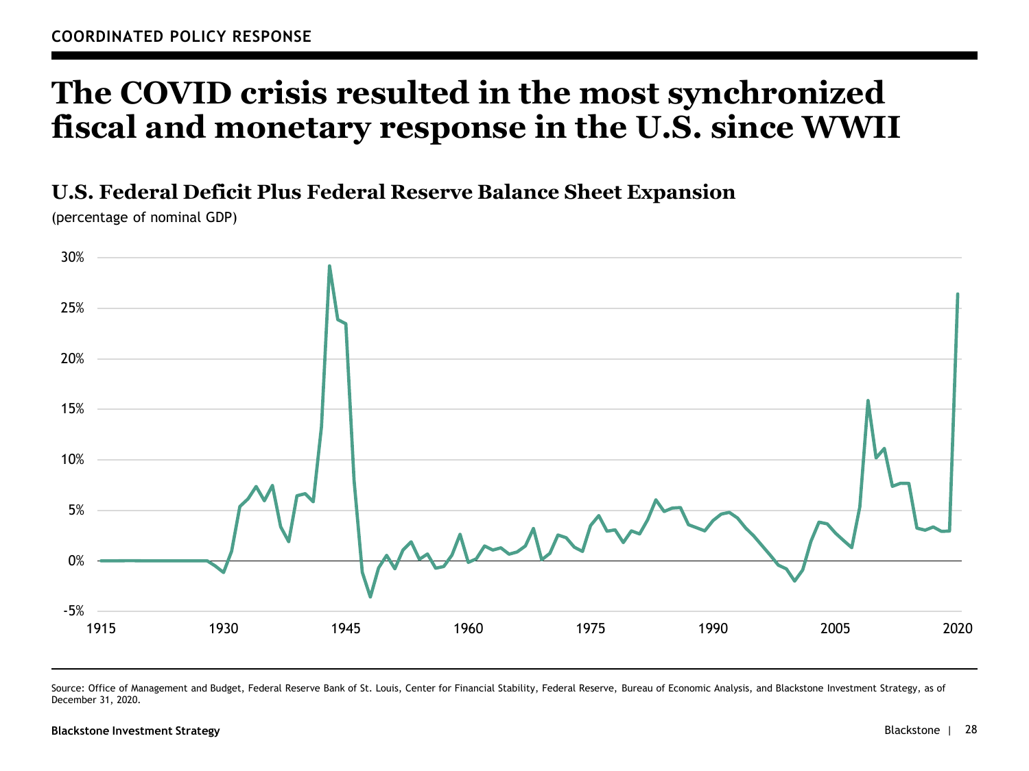COORDINATED POLICY RESPONSE

# The COVID crisis resulted in the most synchronized fiscal and monetary response in the U.S. since WWII

## U.S. Federal Deficit Plus Federal Reserve Balance Sheet Expansion

(percentage of nominal GDP)

Source: Office of Management and Budget, Federal Reserve Bank of St. Louis, Center for Financial Stability, Federal Reserve, Bureau of Economic Analysis, and Blackstone Investment Strategy, as of December 31, 2020.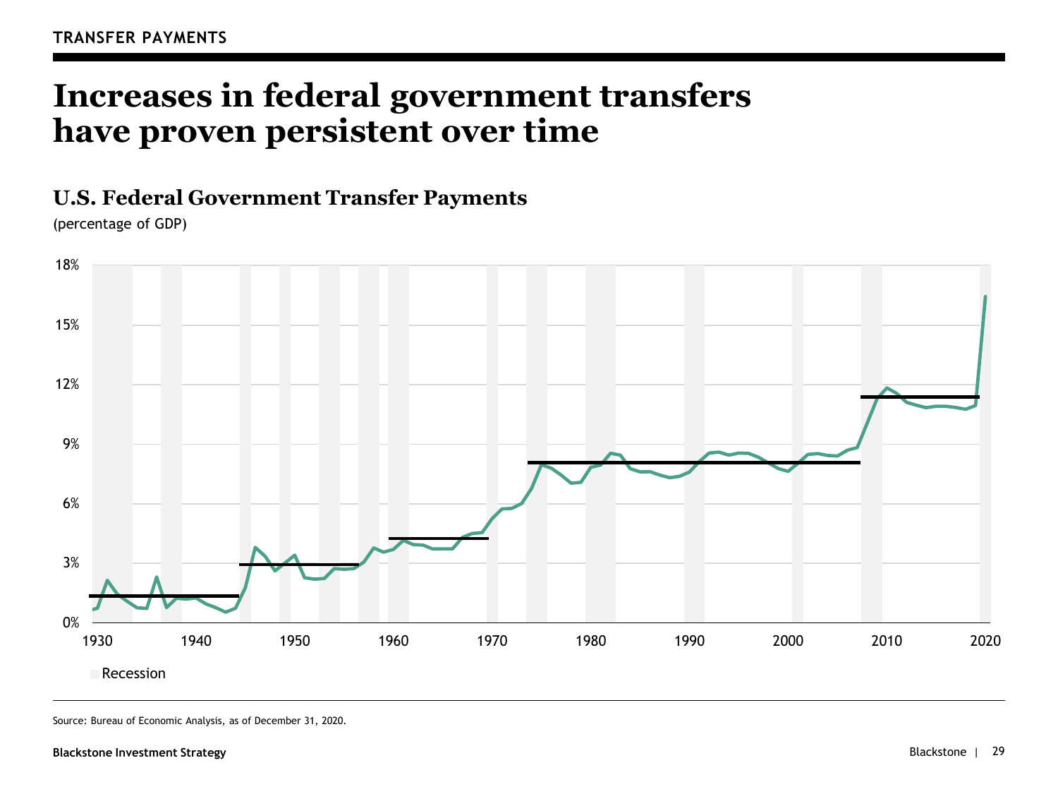TRANSFER PAYMENTS

# Increases in federal government transfers have proven persistent over time

## U.S. Federal Government Transfer Payments

(percentage of GDP)

Source: Bureau of Economic Analysis, as of December 31, 2020.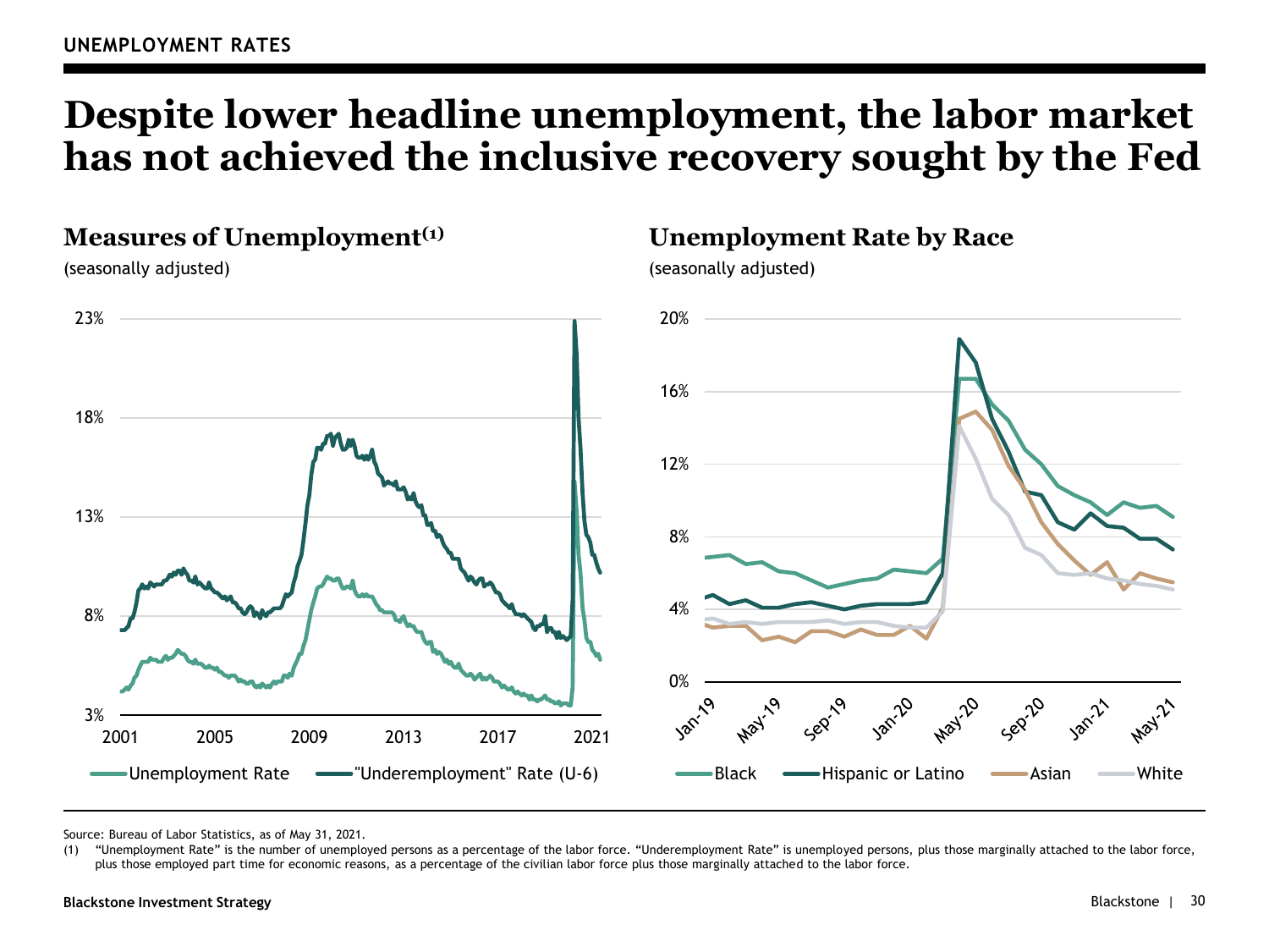UNEMPLOYMENT RATES

# Despite lower headline unemployment, the labor market has not achieved the inclusive recovery sought by the Fed

## Measures of Unemployment[1]

(seasonally adjusted)

## Unemployment Rate by Race

(seasonally adjusted)

Source: Bureau of Labor Statistics, as of May 31, 2021.

(1) "Unemployment Rate" is the number of unemployed persons as a percentage of the labor force. "Underemployment Rate" is unemployed persons, plus those marginally attached to the labor force, plus those employed part time for economic reasons, as a percentage of the civilian labor force plus those marginally attached to the labor force.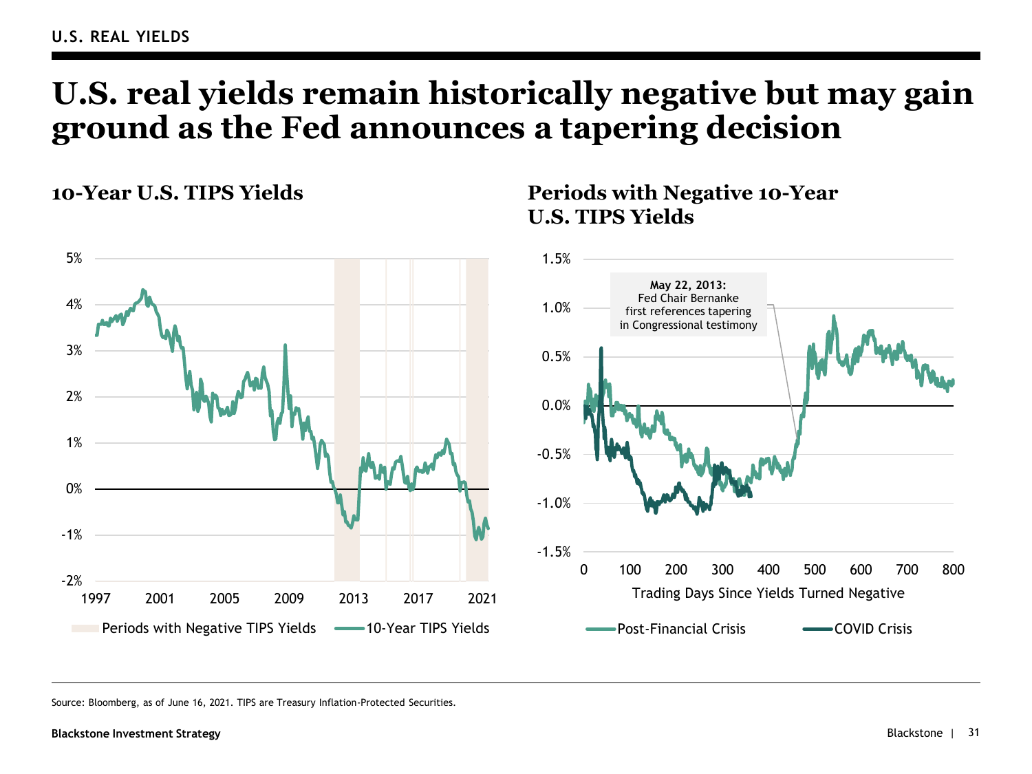U.S. REAL YIELDS

# U.S. real yields remain historically negative but may gain ground as the Fed announces a tapering decision

## 10-Year U.S. TIPS Yields

5%
4%
3%
2%
1%
0%
-1%
-2%

1997 2001 2005 2009 2013 2017 2021

Periods with Negative TIPS Yields — 10-Year TIPS Yields

## Periods with Negative 10-Year U.S. TIPS Yields

**May 22, 2013:**
Fed Chair Bernanke first references tapering in Congressional testimony

1.5%
1.0%
0.5%
0.0%
-0.5%
-1.0%
-1.5%

0 100 200 300 400 500 600 700 800

Trading Days Since Yields Turned Negative

Post-Financial Crisis — COVID Crisis

Source: Bloomberg, as of June 16, 2021. TIPS are Treasury Inflation-Protected Securities.

Blackstone Investment Strategy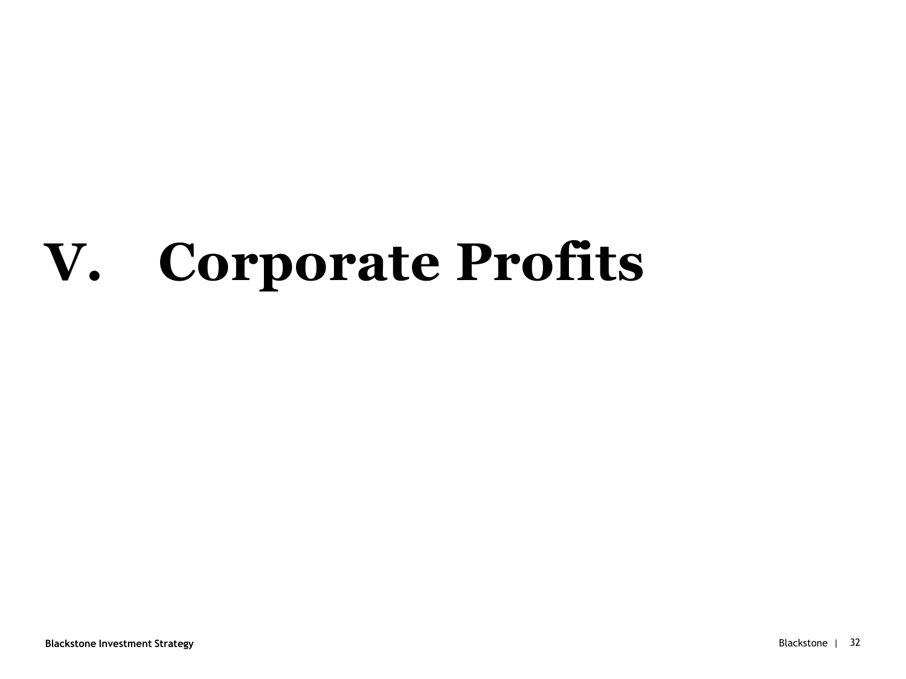# V. Corporate Profits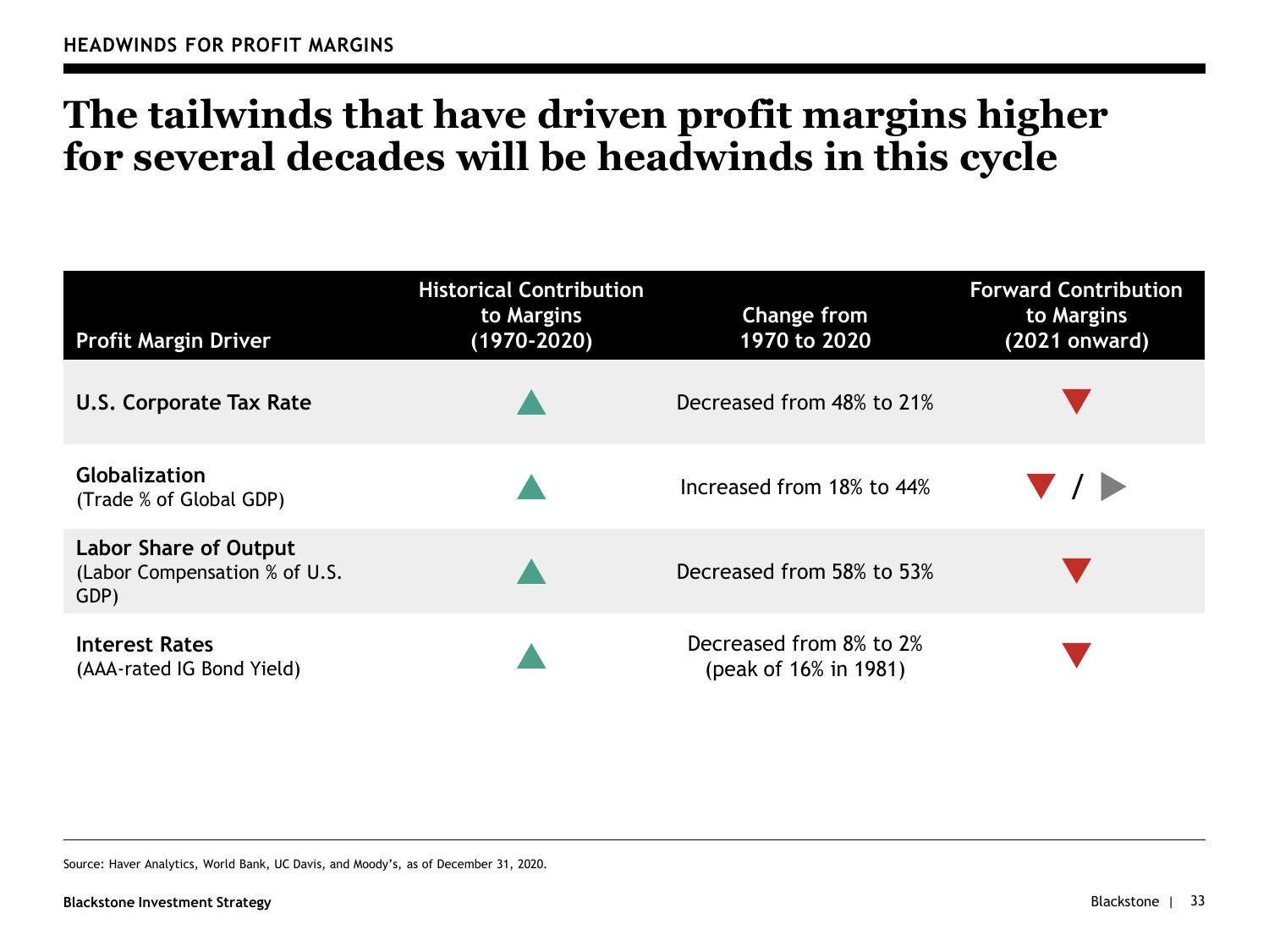HEADWINDS FOR PROFIT MARGINS

# The tailwinds that have driven profit margins higher for several decades will be headwinds in this cycle

| Profit Margin Driver | Historical Contribution to Margins (1970-2020) | Change from 1970 to 2020 | Forward Contribution to Margins (2021 onward) |
|---|---|---|---|
| **U.S. Corporate Tax Rate** | ▲ | Decreased from 48% to 21% | ▼ |
| **Globalization** (Trade % of Global GDP) | ▲ | Increased from 18% to 44% | ▼ / ▶ |
| **Labor Share of Output** (Labor Compensation % of U.S. GDP) | ▲ | Decreased from 58% to 53% | ▼ |
| **Interest Rates** (AAA-rated IG Bond Yield) | ▲ | Decreased from 8% to 2% (peak of 16% in 1981) | ▼ |

Source: Haver Analytics, World Bank, UC Davis, and Moody's, as of December 31, 2020.

Blackstone Investment Strategy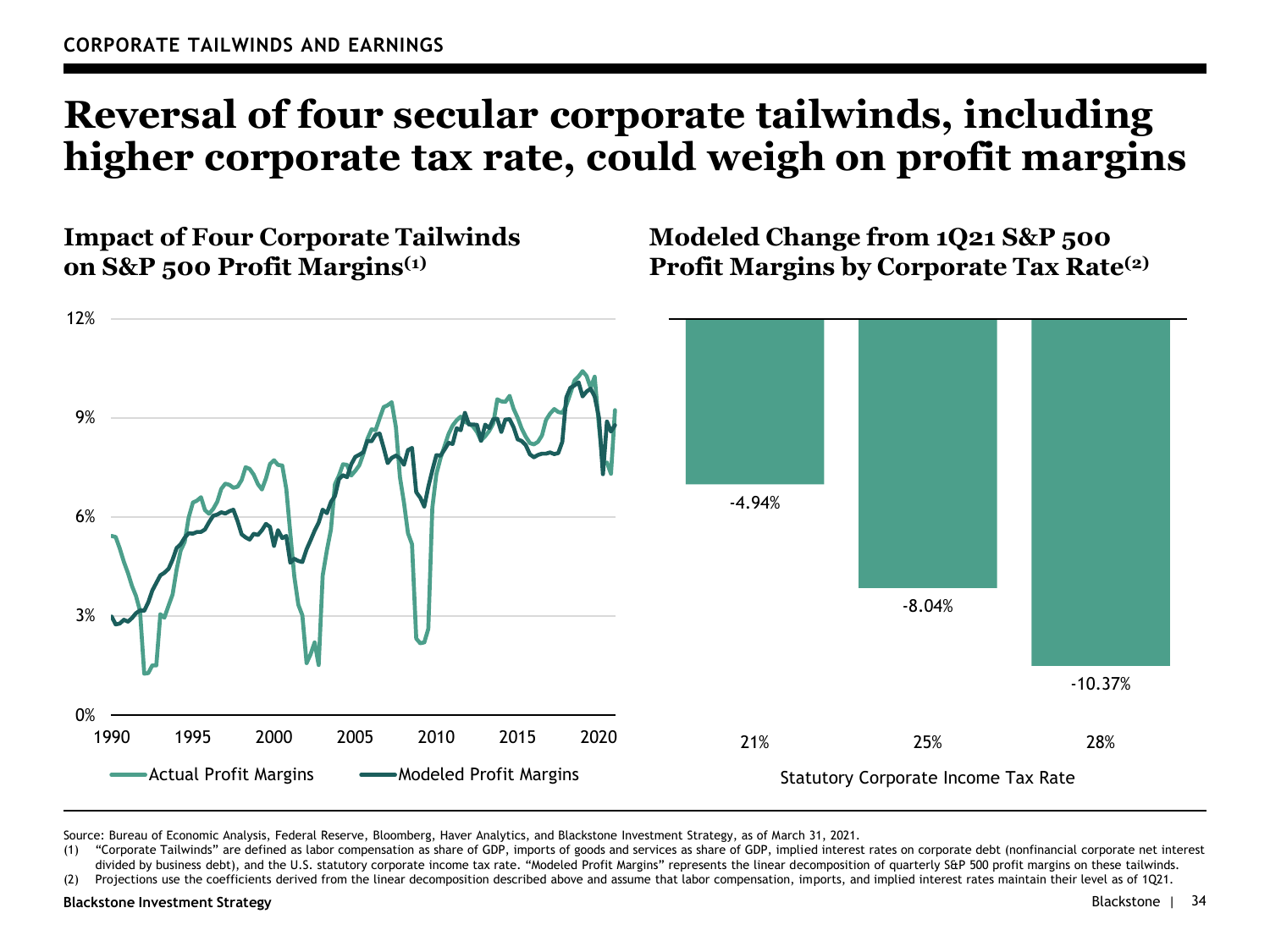CORPORATE TAILWINDS AND EARNINGS

# Reversal of four secular corporate tailwinds, including higher corporate tax rate, could weigh on profit margins

## Impact of Four Corporate Tailwinds on S&P 500 Profit Margins[1]

## Modeled Change from 1Q21 S&P 500 Profit Margins by Corporate Tax Rate[2]

| Statutory Corporate Income Tax Rate | Modeled Change |
| --- | --- |
| 21% | -4.94% |
| 25% | -8.04% |
| 28% | -10.37% |

Source: Bureau of Economic Analysis, Federal Reserve, Bloomberg, Haver Analytics, and Blackstone Investment Strategy, as of March 31, 2021.

(1) "Corporate Tailwinds" are defined as labor compensation as share of GDP, imports of goods and services as share of GDP, implied interest rates on corporate debt (nonfinancial corporate net interest divided by business debt), and the U.S. statutory corporate income tax rate. "Modeled Profit Margins" represents the linear decomposition of quarterly S&P 500 profit margins on these tailwinds.

(2) Projections use the coefficients derived from the linear decomposition described above and assume that labor compensation, imports, and implied interest rates maintain their level as of 1Q21.

Blackstone Investment Strategy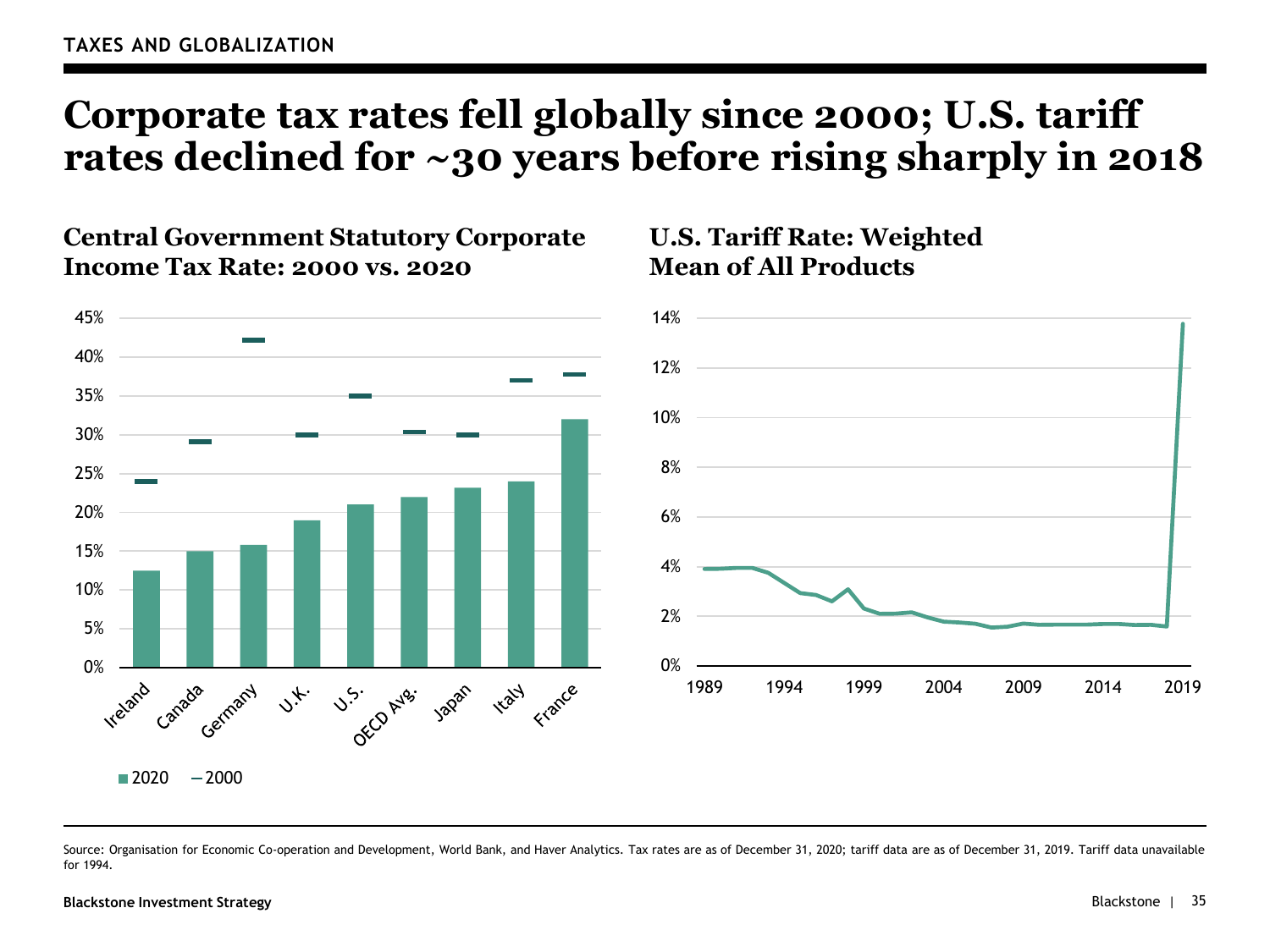TAXES AND GLOBALIZATION

# Corporate tax rates fell globally since 2000; U.S. tariff rates declined for ~30 years before rising sharply in 2018

## Central Government Statutory Corporate Income Tax Rate: 2000 vs. 2020

45%
40%
35%
30%
25%
20%
15%
10%
5%
0%

Ireland, Canada, Germany, U.K., U.S., OECD Avg., Japan, Italy, France

2020 — 2000

## U.S. Tariff Rate: Weighted Mean of All Products

14%
12%
10%
8%
6%
4%
2%
0%

1989, 1994, 1999, 2004, 2009, 2014, 2019

Source: Organisation for Economic Co-operation and Development, World Bank, and Haver Analytics. Tax rates are as of December 31, 2020; tariff data are as of December 31, 2019. Tariff data unavailable for 1994.

Blackstone Investment Strategy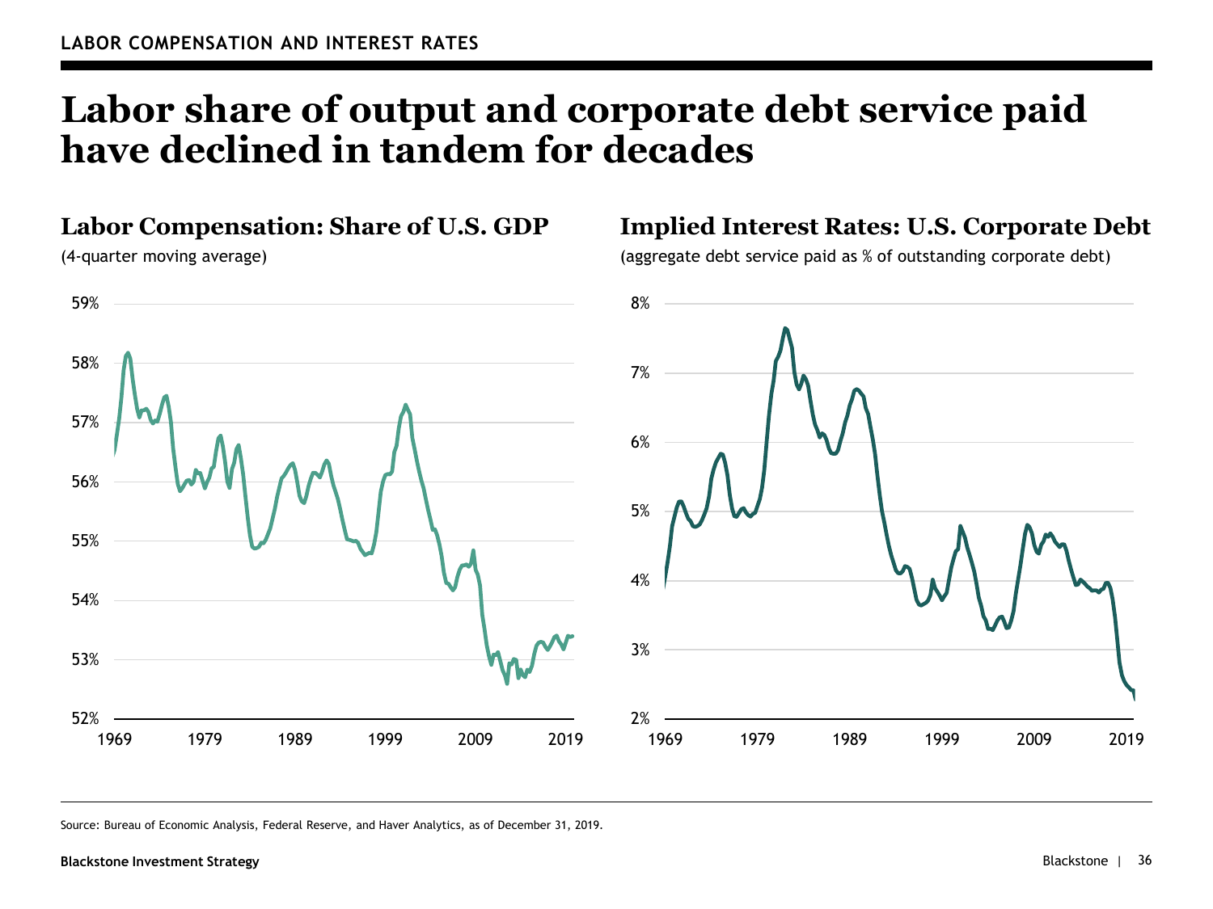LABOR COMPENSATION AND INTEREST RATES

# Labor share of output and corporate debt service paid have declined in tandem for decades

## Labor Compensation: Share of U.S. GDP

(4-quarter moving average)

59%
58%
57%
56%
55%
54%
53%
52%

1969 1979 1989 1999 2009 2019

## Implied Interest Rates: U.S. Corporate Debt

(aggregate debt service paid as % of outstanding corporate debt)

8%
7%
6%
5%
4%
3%
2%

1969 1979 1989 1999 2009 2019

Source: Bureau of Economic Analysis, Federal Reserve, and Haver Analytics, as of December 31, 2019.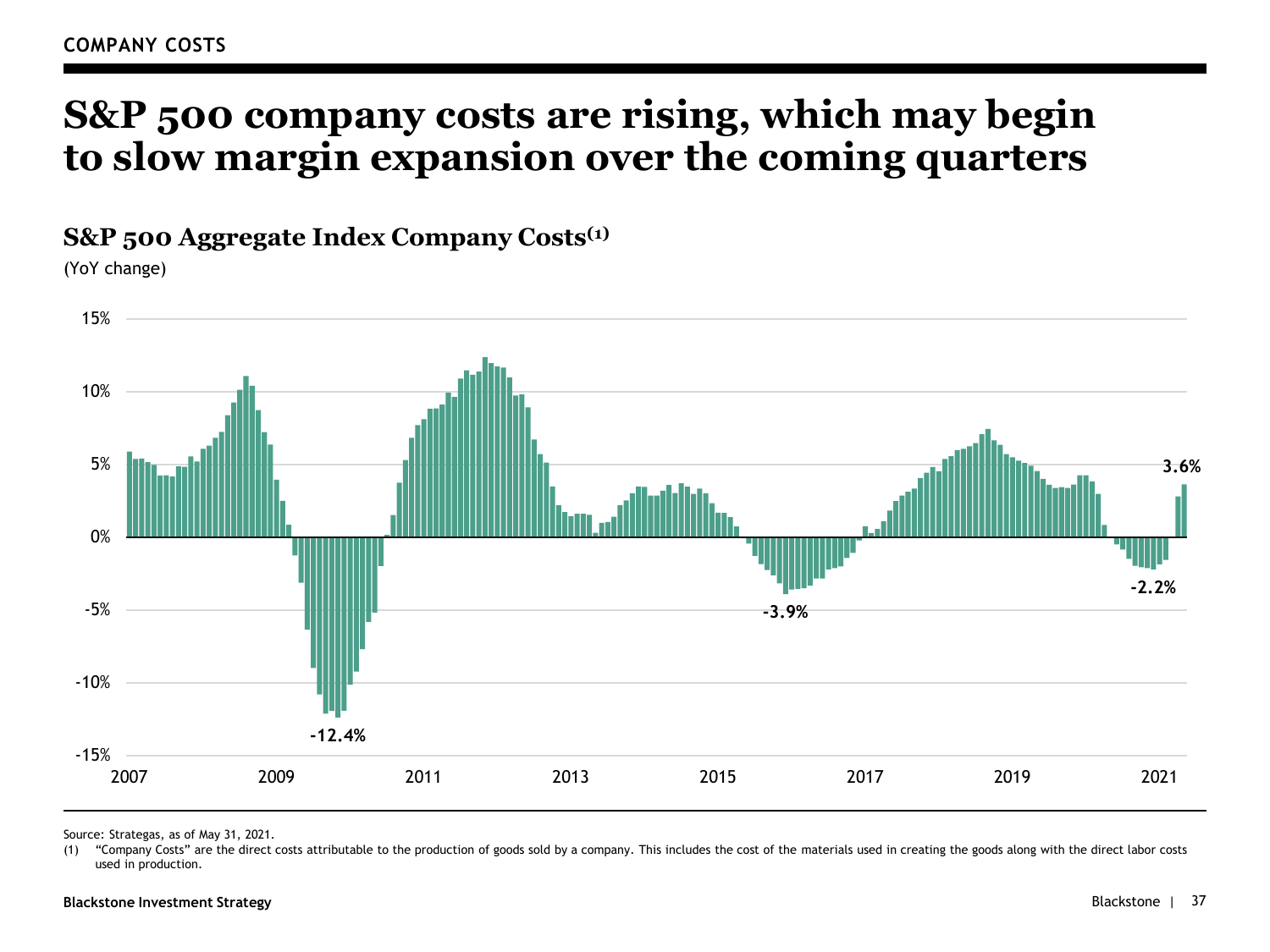COMPANY COSTS

# S&P 500 company costs are rising, which may begin to slow margin expansion over the coming quarters

## S&P 500 Aggregate Index Company Costs[1]

(YoY change)

15%
10%
5%
0%
-5%
-10%
-15%

2007 2009 2011 2013 2015 2017 2019 2021

-12.4%
-3.9%
-2.2%
3.6%

Source: Strategas, as of May 31, 2021.

(1) "Company Costs" are the direct costs attributable to the production of goods sold by a company. This includes the cost of the materials used in creating the goods along with the direct labor costs used in production.

Blackstone Investment Strategy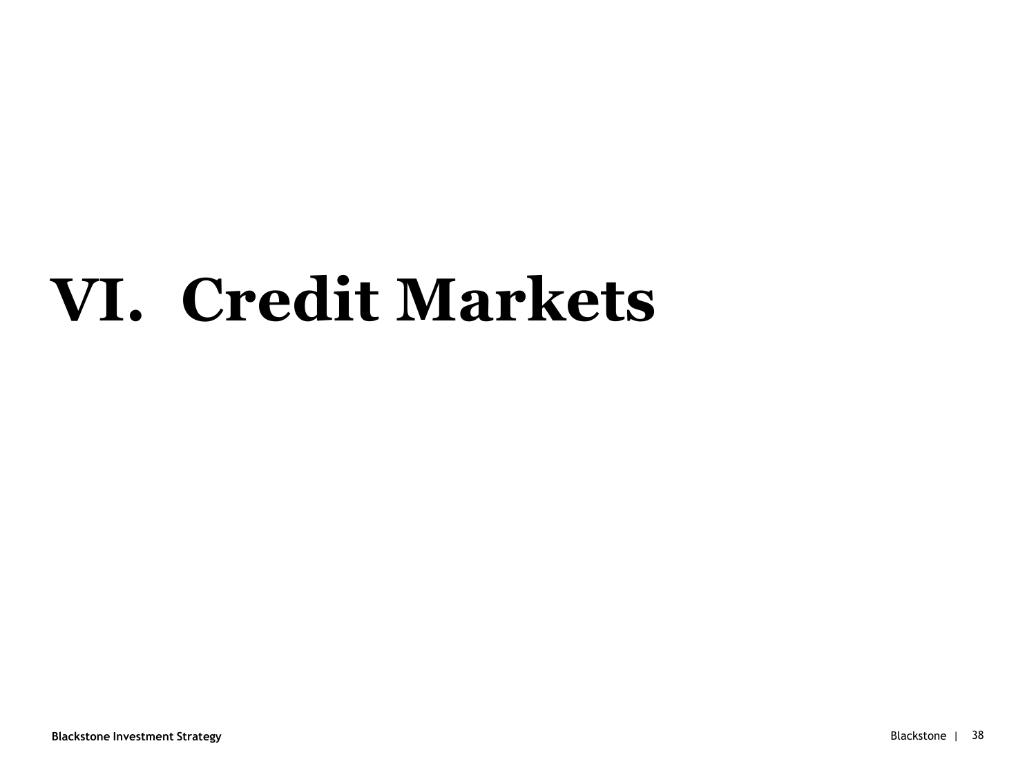# VI. Credit Markets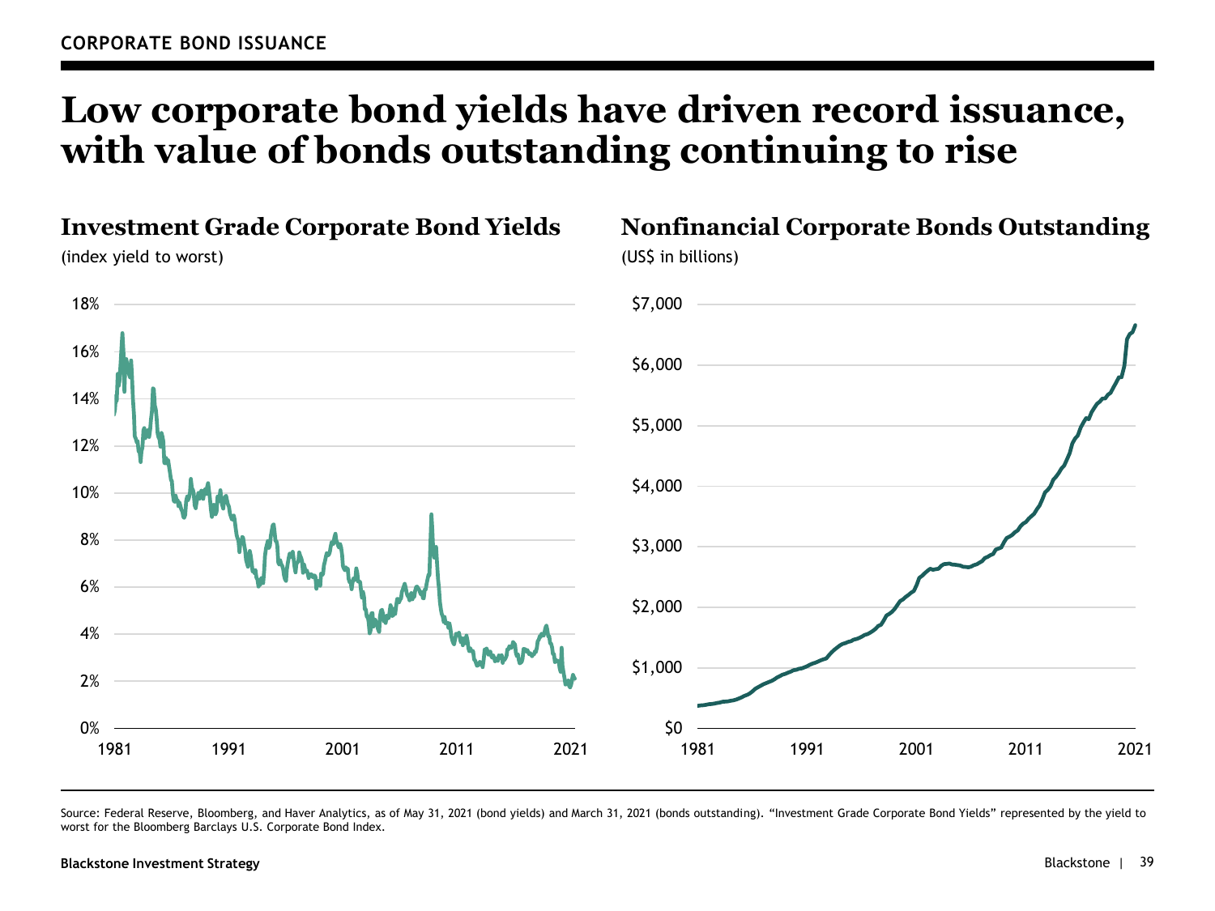CORPORATE BOND ISSUANCE

# Low corporate bond yields have driven record issuance, with value of bonds outstanding continuing to rise

## Investment Grade Corporate Bond Yields

(index yield to worst)

## Nonfinancial Corporate Bonds Outstanding

(US$ in billions)

Source: Federal Reserve, Bloomberg, and Haver Analytics, as of May 31, 2021 (bond yields) and March 31, 2021 (bonds outstanding). "Investment Grade Corporate Bond Yields" represented by the yield to worst for the Bloomberg Barclays U.S. Corporate Bond Index.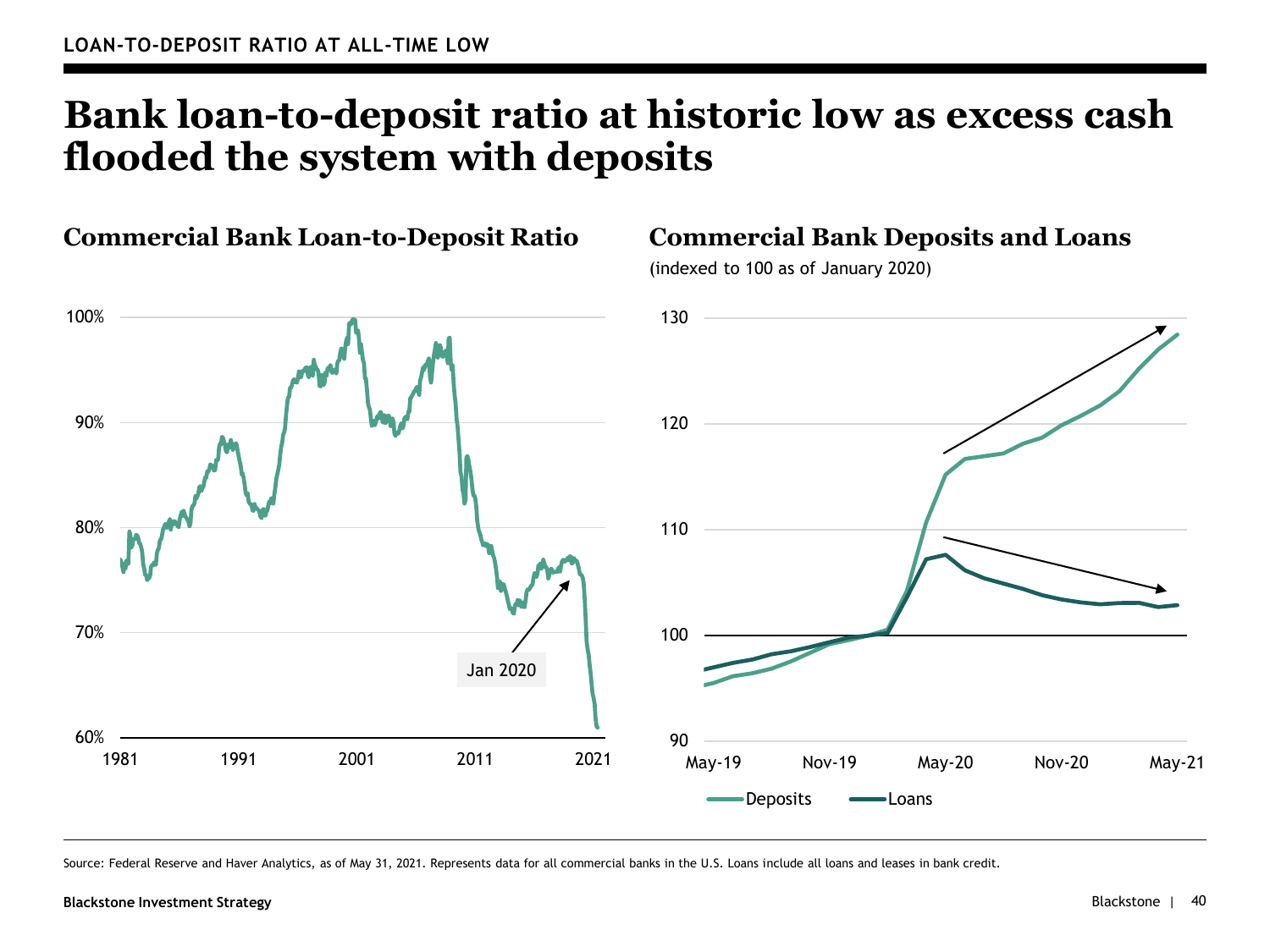LOAN-TO-DEPOSIT RATIO AT ALL-TIME LOW

# Bank loan-to-deposit ratio at historic low as excess cash flooded the system with deposits

## Commercial Bank Loan-to-Deposit Ratio

100%
90%
80%
70%
60%

1981 1991 2001 2011 2021

Jan 2020

## Commercial Bank Deposits and Loans

(indexed to 100 as of January 2020)

130
120
110
100
90

May-19 Nov-19 May-20 Nov-20 May-21

Deposits Loans

Source: Federal Reserve and Haver Analytics, as of May 31, 2021. Represents data for all commercial banks in the U.S. Loans include all loans and leases in bank credit.

**Blackstone Investment Strategy**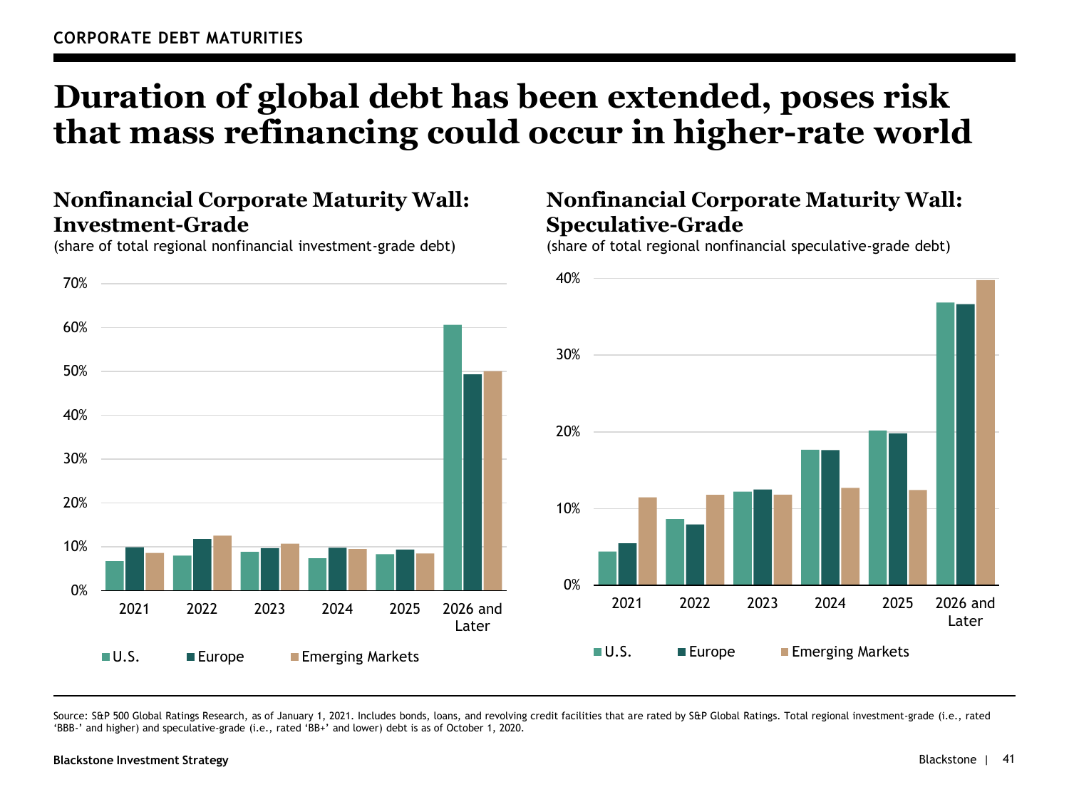CORPORATE DEBT MATURITIES

# Duration of global debt has been extended, poses risk that mass refinancing could occur in higher-rate world

## Nonfinancial Corporate Maturity Wall: Investment-Grade

(share of total regional nonfinancial investment-grade debt)

## Nonfinancial Corporate Maturity Wall: Speculative-Grade

(share of total regional nonfinancial speculative-grade debt)

Source: S&P 500 Global Ratings Research, as of January 1, 2021. Includes bonds, loans, and revolving credit facilities that are rated by S&P Global Ratings. Total regional investment-grade (i.e., rated 'BBB-' and higher) and speculative-grade (i.e., rated 'BB+' and lower) debt is as of October 1, 2020.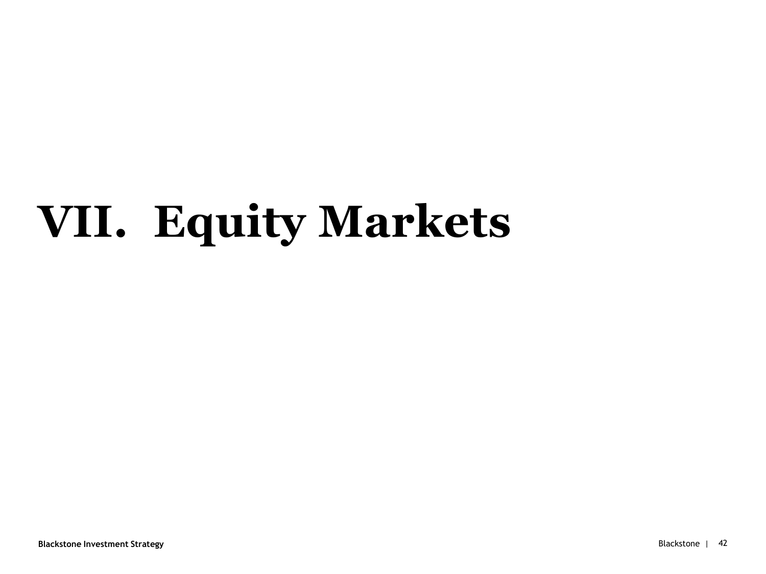# VII. Equity Markets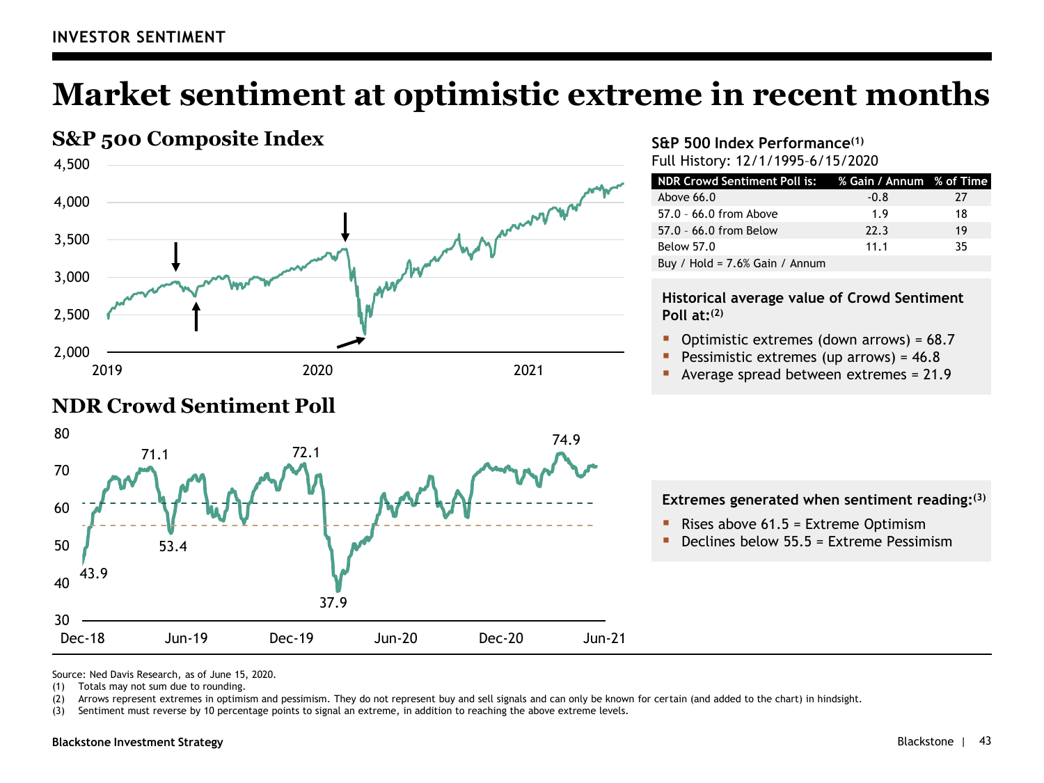INVESTOR SENTIMENT

# Market sentiment at optimistic extreme in recent months

## S&P 500 Composite Index

## NDR Crowd Sentiment Poll

### S&P 500 Index Performance[1]

Full History: 12/1/1995–6/15/2020

| NDR Crowd Sentiment Poll is: | % Gain / Annum | % of Time |
|---|---|---|
| Above 66.0 | -0.8 | 27 |
| 57.0 – 66.0 from Above | 1.9 | 18 |
| 57.0 – 66.0 from Below | 22.3 | 19 |
| Below 57.0 | 11.1 | 35 |
| Buy / Hold = 7.6% Gain / Annum | | |

**Historical average value of Crowd Sentiment Poll at:[2]**

- Optimistic extremes (down arrows) = 68.7
- Pessimistic extremes (up arrows) = 46.8
- Average spread between extremes = 21.9

**Extremes generated when sentiment reading:[3]**

- Rises above 61.5 = Extreme Optimism
- Declines below 55.5 = Extreme Pessimism

Source: Ned Davis Research, as of June 15, 2020.
(1) Totals may not sum due to rounding.
(2) Arrows represent extremes in optimism and pessimism. They do not represent buy and sell signals and can only be known for certain (and added to the chart) in hindsight.
(3) Sentiment must reverse by 10 percentage points to signal an extreme, in addition to reaching the above extreme levels.

Blackstone Investment Strategy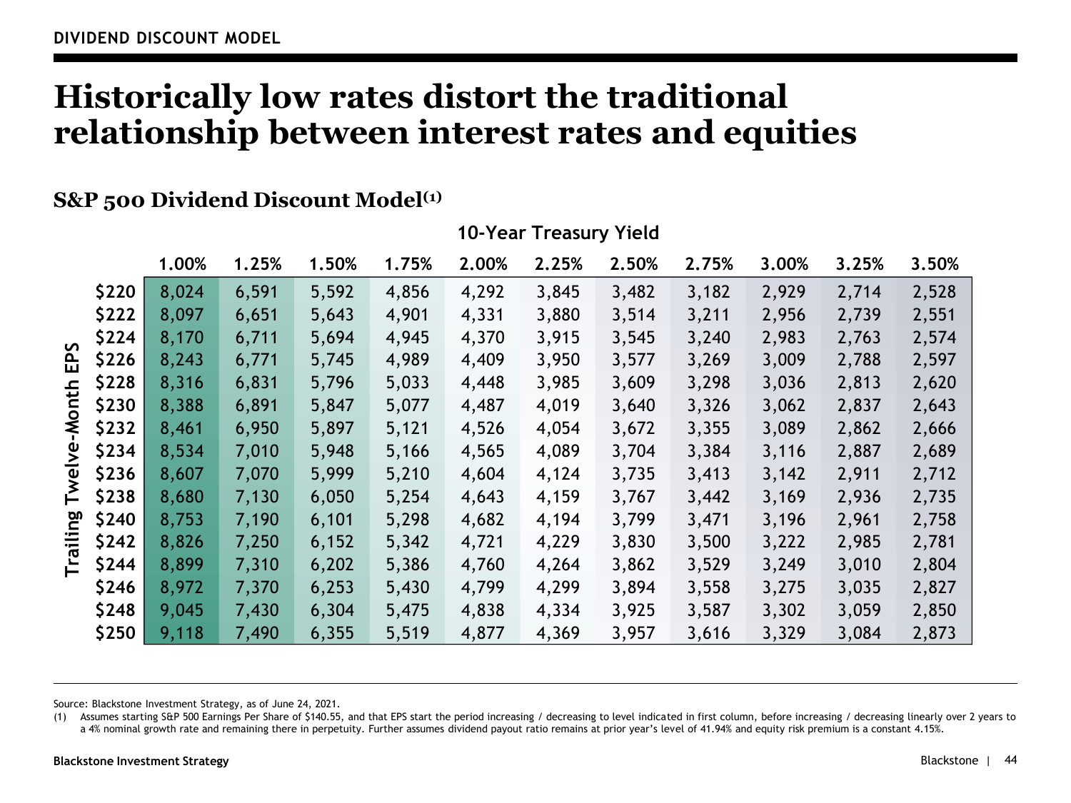DIVIDEND DISCOUNT MODEL

# Historically low rates distort the traditional relationship between interest rates and equities

## S&P 500 Dividend Discount Model(1)

| Trailing Twelve-Month EPS | 10-Year Treasury Yield | | | | | | | | | | |
|---|---|---|---|---|---|---|---|---|---|---|---|
| | 1.00% | 1.25% | 1.50% | 1.75% | 2.00% | 2.25% | 2.50% | 2.75% | 3.00% | 3.25% | 3.50% |
| $220 | 8,024 | 6,591 | 5,592 | 4,856 | 4,292 | 3,845 | 3,482 | 3,182 | 2,929 | 2,714 | 2,528 |
| $222 | 8,097 | 6,651 | 5,643 | 4,901 | 4,331 | 3,880 | 3,514 | 3,211 | 2,956 | 2,739 | 2,551 |
| $224 | 8,170 | 6,711 | 5,694 | 4,945 | 4,370 | 3,915 | 3,545 | 3,240 | 2,983 | 2,763 | 2,574 |
| $226 | 8,243 | 6,771 | 5,745 | 4,989 | 4,409 | 3,950 | 3,577 | 3,269 | 3,009 | 2,788 | 2,597 |
| $228 | 8,316 | 6,831 | 5,796 | 5,033 | 4,448 | 3,985 | 3,609 | 3,298 | 3,036 | 2,813 | 2,620 |
| $230 | 8,388 | 6,891 | 5,847 | 5,077 | 4,487 | 4,019 | 3,640 | 3,326 | 3,062 | 2,837 | 2,643 |
| $232 | 8,461 | 6,950 | 5,897 | 5,121 | 4,526 | 4,054 | 3,672 | 3,355 | 3,089 | 2,862 | 2,666 |
| $234 | 8,534 | 7,010 | 5,948 | 5,166 | 4,565 | 4,089 | 3,704 | 3,384 | 3,116 | 2,887 | 2,689 |
| $236 | 8,607 | 7,070 | 5,999 | 5,210 | 4,604 | 4,124 | 3,735 | 3,413 | 3,142 | 2,911 | 2,712 |
| $238 | 8,680 | 7,130 | 6,050 | 5,254 | 4,643 | 4,159 | 3,767 | 3,442 | 3,169 | 2,936 | 2,735 |
| $240 | 8,753 | 7,190 | 6,101 | 5,298 | 4,682 | 4,194 | 3,799 | 3,471 | 3,196 | 2,961 | 2,758 |
| $242 | 8,826 | 7,250 | 6,152 | 5,342 | 4,721 | 4,229 | 3,830 | 3,500 | 3,222 | 2,985 | 2,781 |
| $244 | 8,899 | 7,310 | 6,202 | 5,386 | 4,760 | 4,264 | 3,862 | 3,529 | 3,249 | 3,010 | 2,804 |
| $246 | 8,972 | 7,370 | 6,253 | 5,430 | 4,799 | 4,299 | 3,894 | 3,558 | 3,275 | 3,035 | 2,827 |
| $248 | 9,045 | 7,430 | 6,304 | 5,475 | 4,838 | 4,334 | 3,925 | 3,587 | 3,302 | 3,059 | 2,850 |
| $250 | 9,118 | 7,490 | 6,355 | 5,519 | 4,877 | 4,369 | 3,957 | 3,616 | 3,329 | 3,084 | 2,873 |

Source: Blackstone Investment Strategy, as of June 24, 2021.

(1) Assumes starting S&P 500 Earnings Per Share of $140.55, and that EPS start the period increasing / decreasing to level indicated in first column, before increasing / decreasing linearly over 2 years to a 4% nominal growth rate and remaining there in perpetuity. Further assumes dividend payout ratio remains at prior year's level of 41.94% and equity risk premium is a constant 4.15%.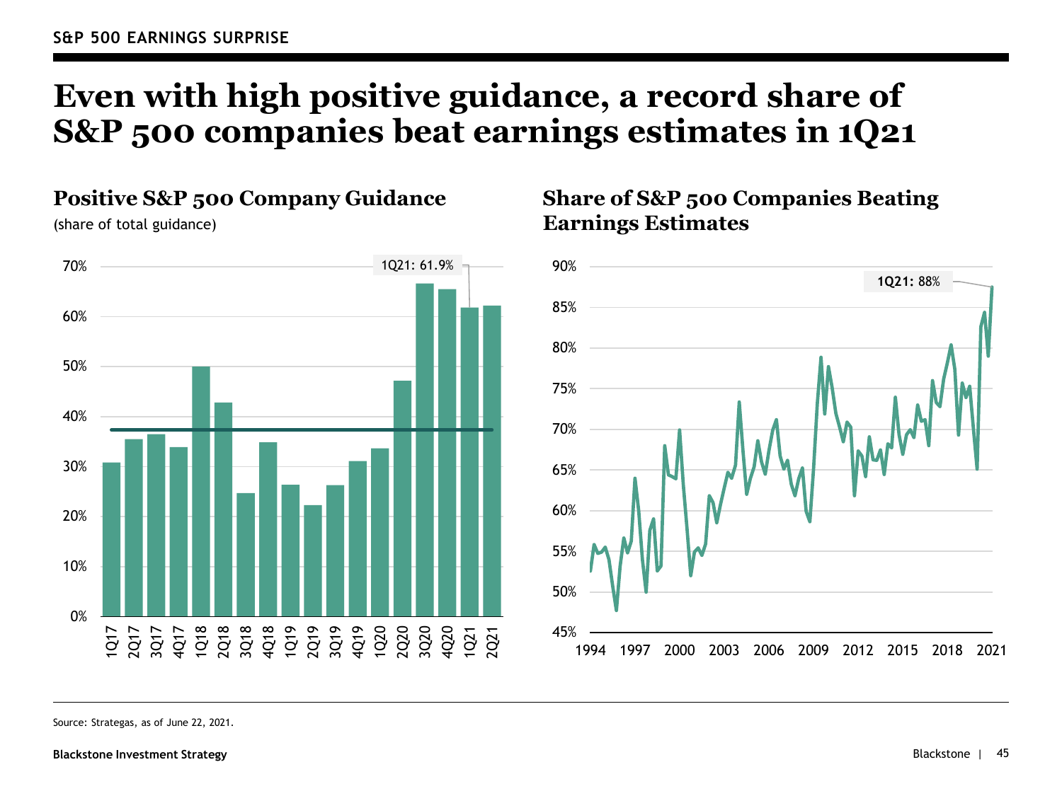S&P 500 EARNINGS SURPRISE

# Even with high positive guidance, a record share of S&P 500 companies beat earnings estimates in 1Q21

## Positive S&P 500 Company Guidance

(share of total guidance)

1Q21: 61.9%

## Share of S&P 500 Companies Beating Earnings Estimates

1Q21: 88%

Source: Strategas, as of June 22, 2021.

Blackstone Investment Strategy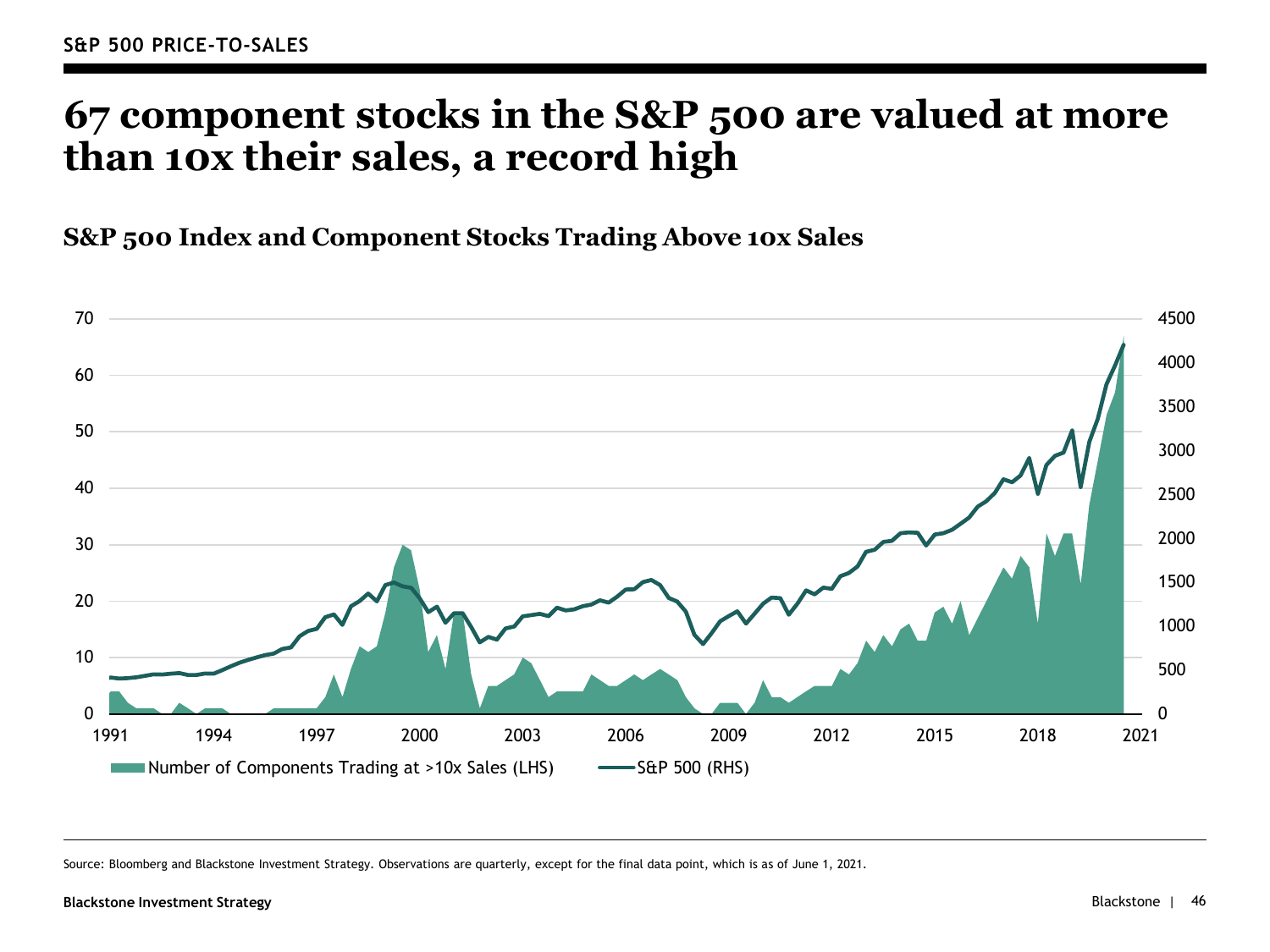S&P 500 PRICE-TO-SALES

# 67 component stocks in the S&P 500 are valued at more than 10x their sales, a record high

## S&P 500 Index and Component Stocks Trading Above 10x Sales

Number of Components Trading at >10x Sales (LHS) — S&P 500 (RHS)

Source: Bloomberg and Blackstone Investment Strategy. Observations are quarterly, except for the final data point, which is as of June 1, 2021.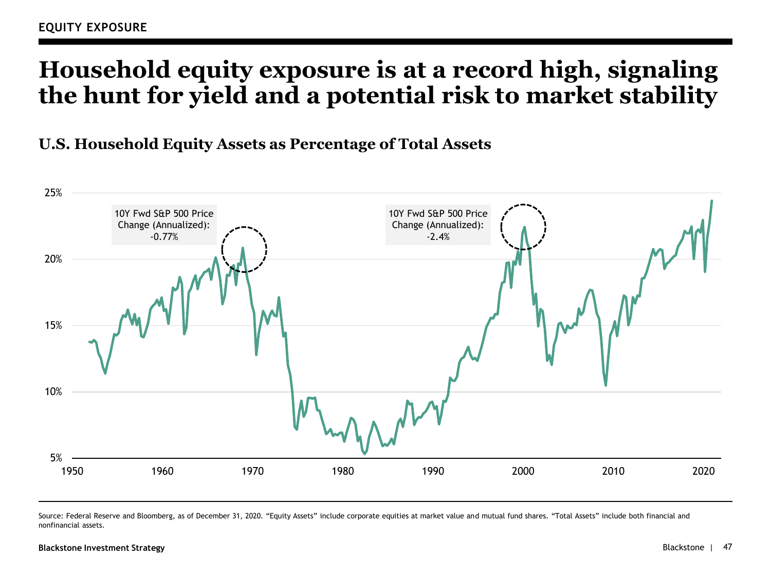EQUITY EXPOSURE

# Household equity exposure is at a record high, signaling the hunt for yield and a potential risk to market stability

## U.S. Household Equity Assets as Percentage of Total Assets

10Y Fwd S&P 500 Price Change (Annualized): -0.77%

10Y Fwd S&P 500 Price Change (Annualized): -2.4%

Source: Federal Reserve and Bloomberg, as of December 31, 2020. "Equity Assets" include corporate equities at market value and mutual fund shares. "Total Assets" include both financial and nonfinancial assets.

Blackstone Investment Strategy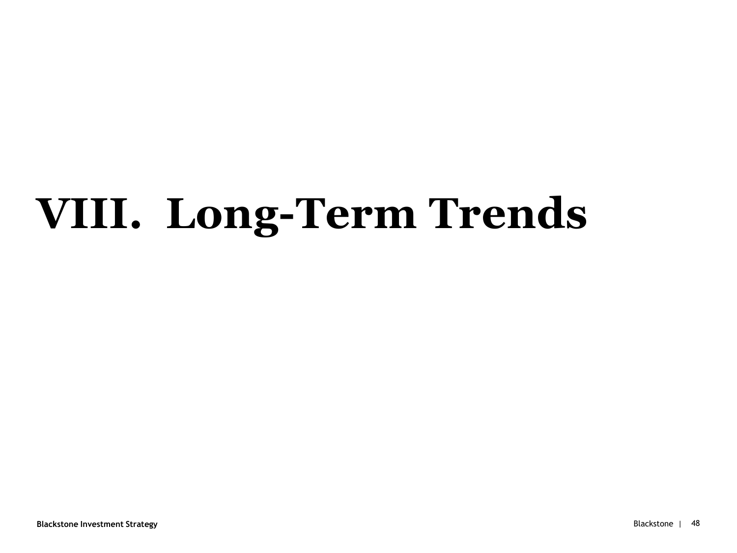# VIII. Long-Term Trends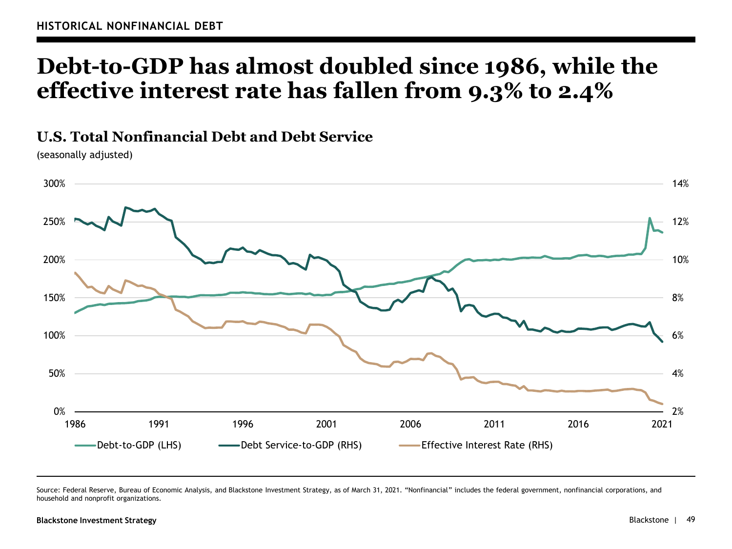HISTORICAL NONFINANCIAL DEBT

# Debt-to-GDP has almost doubled since 1986, while the effective interest rate has fallen from 9.3% to 2.4%

### U.S. Total Nonfinancial Debt and Debt Service

(seasonally adjusted)

Debt-to-GDP (LHS) | Debt Service-to-GDP (RHS) | Effective Interest Rate (RHS)

Source: Federal Reserve, Bureau of Economic Analysis, and Blackstone Investment Strategy, as of March 31, 2021. "Nonfinancial" includes the federal government, nonfinancial corporations, and household and nonprofit organizations.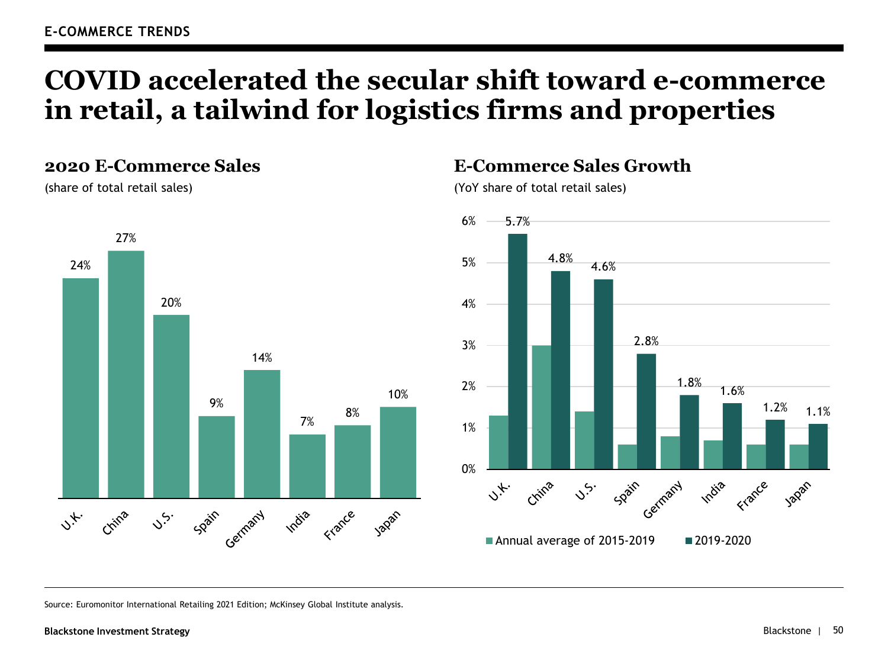E-COMMERCE TRENDS

# COVID accelerated the secular shift toward e-commerce in retail, a tailwind for logistics firms and properties

## 2020 E-Commerce Sales

(share of total retail sales)

| Country | Share |
|---|---|
| U.K. | 24% |
| China | 27% |
| U.S. | 20% |
| Spain | 9% |
| Germany | 14% |
| India | 7% |
| France | 8% |
| Japan | 10% |

## E-Commerce Sales Growth

(YoY share of total retail sales)

| Country | Annual average of 2015-2019 | 2019-2020 |
|---|---|---|
| U.K. | | 5.7% |
| China | | 4.8% |
| U.S. | | 4.6% |
| Spain | | 2.8% |
| Germany | | 1.8% |
| India | | 1.6% |
| France | | 1.2% |
| Japan | | 1.1% |

Source: Euromonitor International Retailing 2021 Edition; McKinsey Global Institute analysis.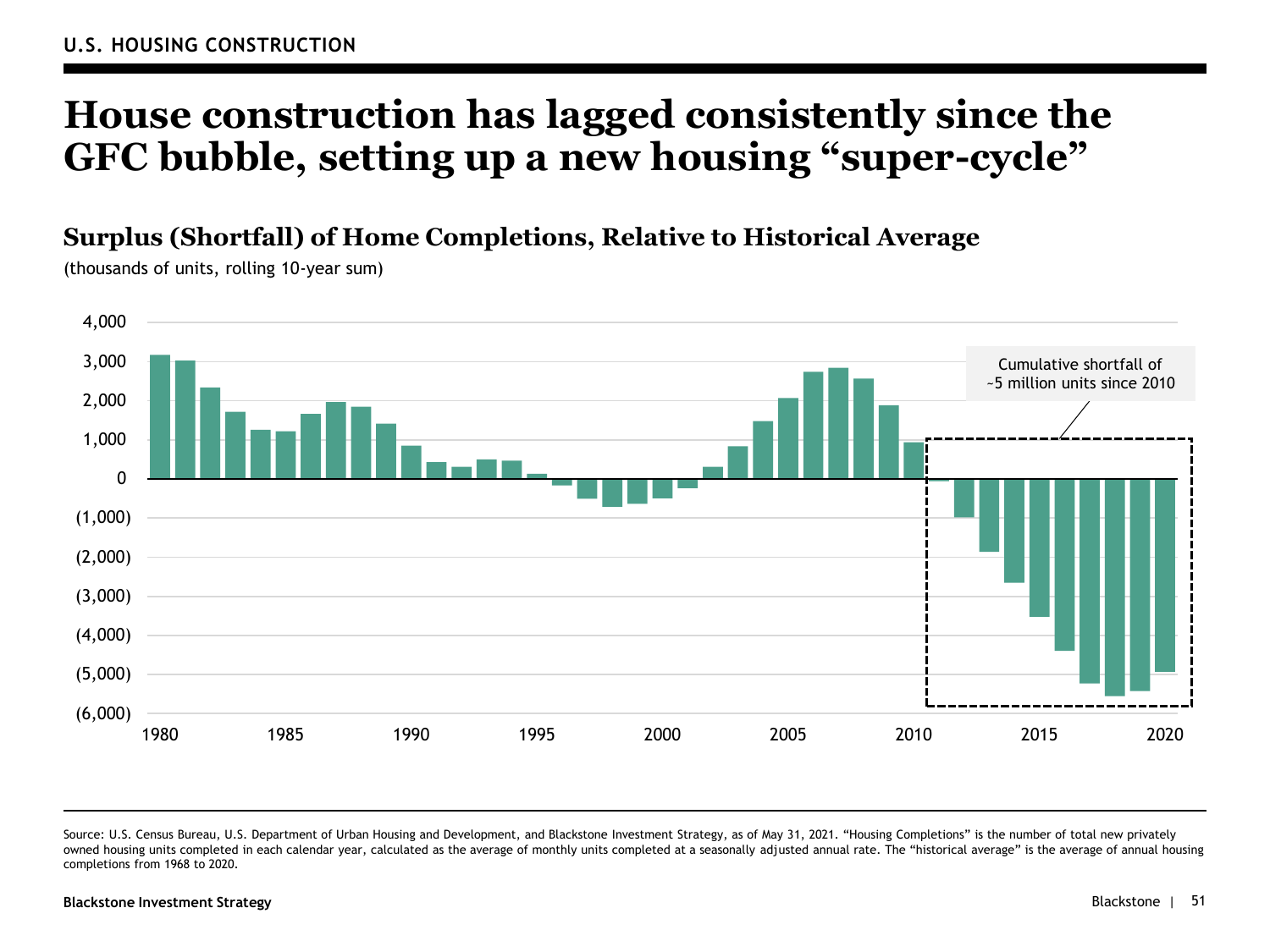U.S. HOUSING CONSTRUCTION

# House construction has lagged consistently since the GFC bubble, setting up a new housing "super-cycle"

## Surplus (Shortfall) of Home Completions, Relative to Historical Average

(thousands of units, rolling 10-year sum)

Cumulative shortfall of ~5 million units since 2010

Source: U.S. Census Bureau, U.S. Department of Urban Housing and Development, and Blackstone Investment Strategy, as of May 31, 2021. "Housing Completions" is the number of total new privately owned housing units completed in each calendar year, calculated as the average of monthly units completed at a seasonally adjusted annual rate. The "historical average" is the average of annual housing completions from 1968 to 2020.

**Blackstone Investment Strategy**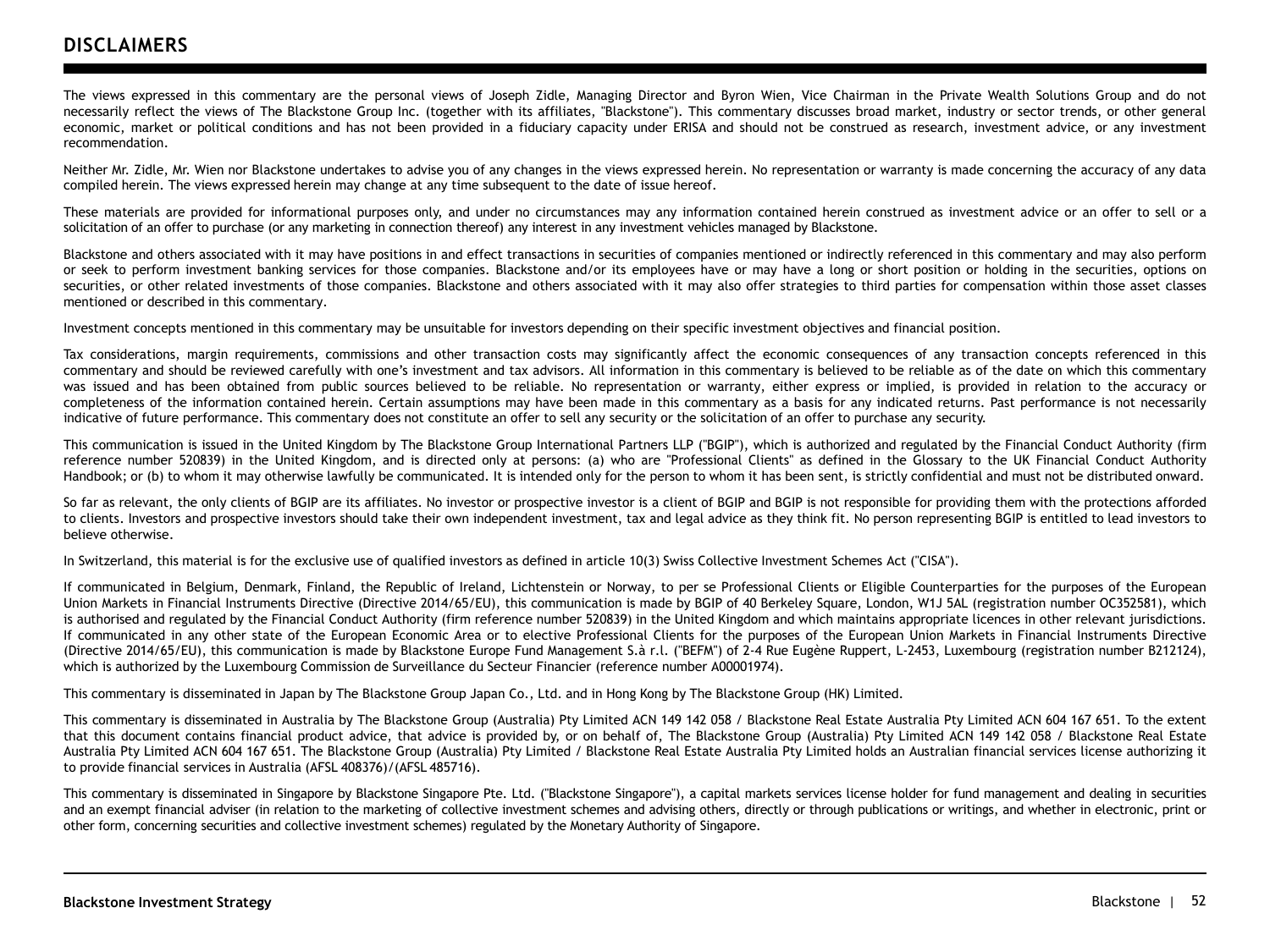# DISCLAIMERS

The views expressed in this commentary are the personal views of Joseph Zidle, Managing Director and Byron Wien, Vice Chairman in the Private Wealth Solutions Group and do not necessarily reflect the views of The Blackstone Group Inc. (together with its affiliates, "Blackstone"). This commentary discusses broad market, industry or sector trends, or other general economic, market or political conditions and has not been provided in a fiduciary capacity under ERISA and should not be construed as research, investment advice, or any investment recommendation.

Neither Mr. Zidle, Mr. Wien nor Blackstone undertakes to advise you of any changes in the views expressed herein. No representation or warranty is made concerning the accuracy of any data compiled herein. The views expressed herein may change at any time subsequent to the date of issue hereof.

These materials are provided for informational purposes only, and under no circumstances may any information contained herein construed as investment advice or an offer to sell or a solicitation of an offer to purchase (or any marketing in connection thereof) any interest in any investment vehicles managed by Blackstone.

Blackstone and others associated with it may have positions in and effect transactions in securities of companies mentioned or indirectly referenced in this commentary and may also perform or seek to perform investment banking services for those companies. Blackstone and/or its employees have or may have a long or short position or holding in the securities, options on securities, or other related investments of those companies. Blackstone and others associated with it may also offer strategies to third parties for compensation within those asset classes mentioned or described in this commentary.

Investment concepts mentioned in this commentary may be unsuitable for investors depending on their specific investment objectives and financial position.

Tax considerations, margin requirements, commissions and other transaction costs may significantly affect the economic consequences of any transaction concepts referenced in this commentary and should be reviewed carefully with one's investment and tax advisors. All information in this commentary is believed to be reliable as of the date on which this commentary was issued and has been obtained from public sources believed to be reliable. No representation or warranty, either express or implied, is provided in relation to the accuracy or completeness of the information contained herein. Certain assumptions may have been made in this commentary as a basis for any indicated returns. Past performance is not necessarily indicative of future performance. This commentary does not constitute an offer to sell any security or the solicitation of an offer to purchase any security.

This communication is issued in the United Kingdom by The Blackstone Group International Partners LLP ("BGIP"), which is authorized and regulated by the Financial Conduct Authority (firm reference number 520839) in the United Kingdom, and is directed only at persons: (a) who are "Professional Clients" as defined in the Glossary to the UK Financial Conduct Authority Handbook; or (b) to whom it may otherwise lawfully be communicated. It is intended only for the person to whom it has been sent, is strictly confidential and must not be distributed onward.

So far as relevant, the only clients of BGIP are its affiliates. No investor or prospective investor is a client of BGIP and BGIP is not responsible for providing them with the protections afforded to clients. Investors and prospective investors should take their own independent investment, tax and legal advice as they think fit. No person representing BGIP is entitled to lead investors to believe otherwise.

In Switzerland, this material is for the exclusive use of qualified investors as defined in article 10(3) Swiss Collective Investment Schemes Act ("CISA").

If communicated in Belgium, Denmark, Finland, the Republic of Ireland, Lichtenstein or Norway, to per se Professional Clients or Eligible Counterparties for the purposes of the European Union Markets in Financial Instruments Directive (Directive 2014/65/EU), this communication is made by BGIP of 40 Berkeley Square, London, W1J 5AL (registration number OC352581), which is authorised and regulated by the Financial Conduct Authority (firm reference number 520839) in the United Kingdom and which maintains appropriate licences in other relevant jurisdictions. If communicated in any other state of the European Economic Area or to elective Professional Clients for the purposes of the European Union Markets in Financial Instruments Directive (Directive 2014/65/EU), this communication is made by Blackstone Europe Fund Management S.à r.l. ("BEFM") of 2-4 Rue Eugène Ruppert, L-2453, Luxembourg (registration number B212124), which is authorized by the Luxembourg Commission de Surveillance du Secteur Financier (reference number A00001974).

This commentary is disseminated in Japan by The Blackstone Group Japan Co., Ltd. and in Hong Kong by The Blackstone Group (HK) Limited.

This commentary is disseminated in Australia by The Blackstone Group (Australia) Pty Limited ACN 149 142 058 / Blackstone Real Estate Australia Pty Limited ACN 604 167 651. To the extent that this document contains financial product advice, that advice is provided by, or on behalf of, The Blackstone Group (Australia) Pty Limited ACN 149 142 058 / Blackstone Real Estate Australia Pty Limited ACN 604 167 651. The Blackstone Group (Australia) Pty Limited / Blackstone Real Estate Australia Pty Limited holds an Australian financial services license authorizing it to provide financial services in Australia (AFSL 408376)/(AFSL 485716).

This commentary is disseminated in Singapore by Blackstone Singapore Pte. Ltd. ("Blackstone Singapore"), a capital markets services license holder for fund management and dealing in securities and an exempt financial adviser (in relation to the marketing of collective investment schemes and advising others, directly or through publications or writings, and whether in electronic, print or other form, concerning securities and collective investment schemes) regulated by the Monetary Authority of Singapore.